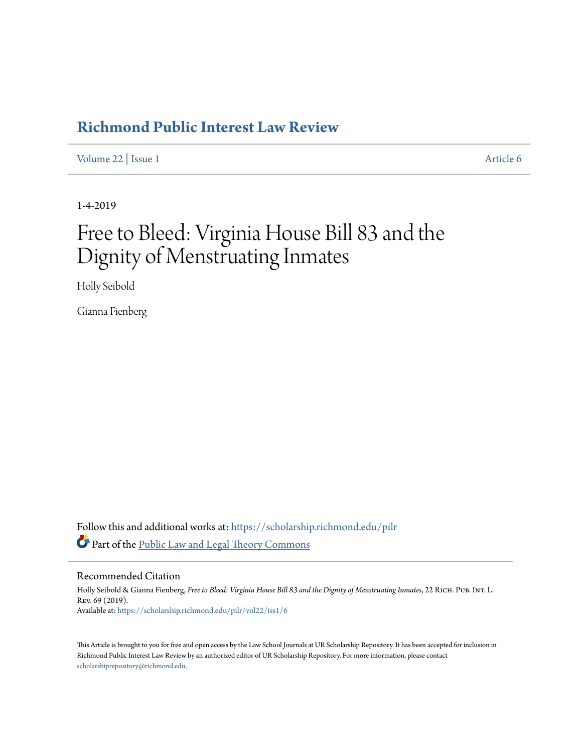# Richmond Public Interest Law Review

Volume 22 | Issue 1 Article 6

1-4-2019

# Free to Bleed: Virginia House Bill 83 and the Dignity of Menstruating Inmates

Holly Seibold

Gianna Fienberg

Follow this and additional works at: https://scholarship.richmond.edu/pilr

Part of the Public Law and Legal Theory Commons

## Recommended Citation

Holly Seibold & Gianna Fienberg, *Free to Bleed: Virginia House Bill 83 and the Dignity of Menstruating Inmates*, 22 RICH. PUB. INT. L. REV. 69 (2019).
Available at: https://scholarship.richmond.edu/pilr/vol22/iss1/6

This Article is brought to you for free and open access by the Law School Journals at UR Scholarship Repository. It has been accepted for inclusion in Richmond Public Interest Law Review by an authorized editor of UR Scholarship Repository. For more information, please contact scholarshiprepository@richmond.edu.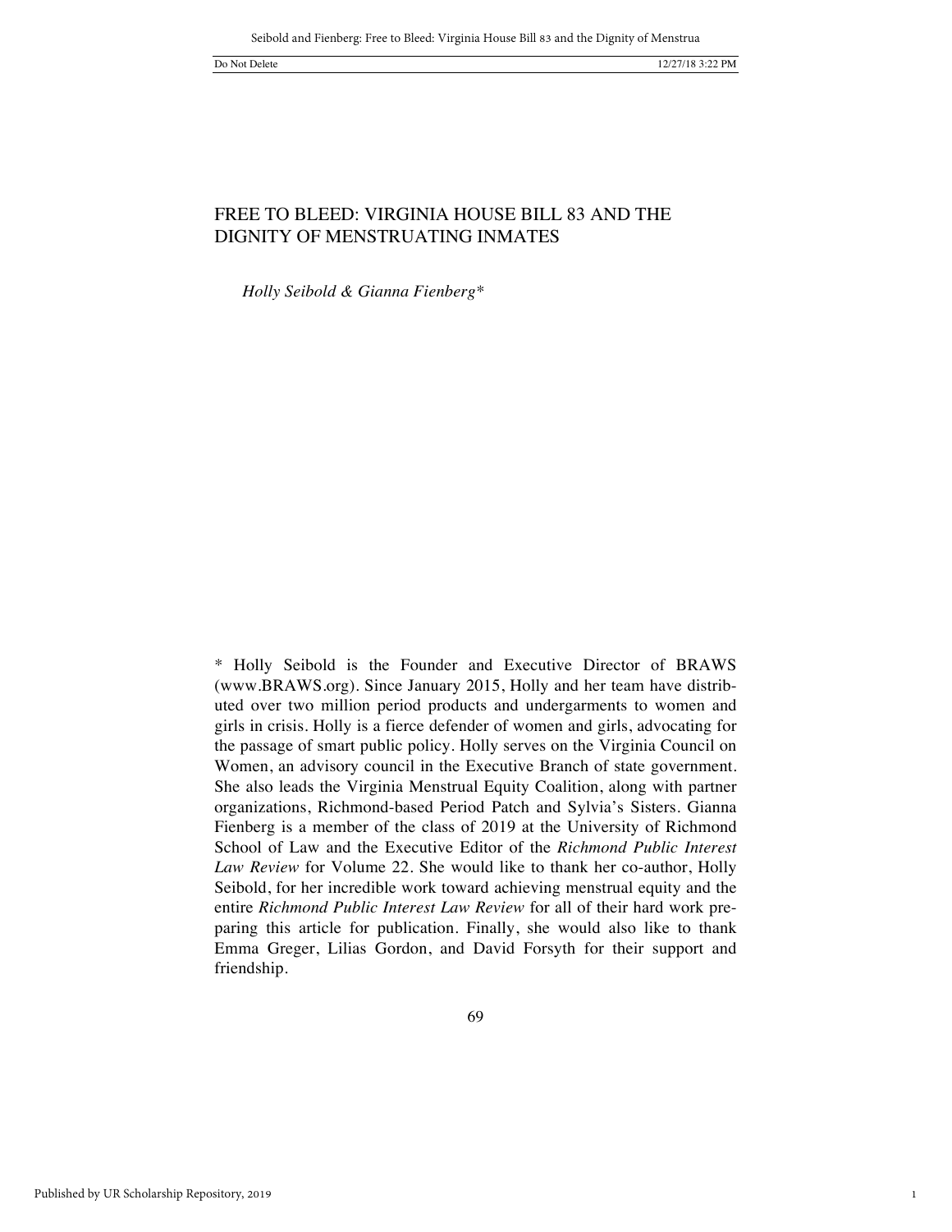# FREE TO BLEED: VIRGINIA HOUSE BILL 83 AND THE DIGNITY OF MENSTRUATING INMATES

*Holly Seibold & Gianna Fienberg**

\* Holly Seibold is the Founder and Executive Director of BRAWS (www.BRAWS.org). Since January 2015, Holly and her team have distributed over two million period products and undergarments to women and girls in crisis. Holly is a fierce defender of women and girls, advocating for the passage of smart public policy. Holly serves on the Virginia Council on Women, an advisory council in the Executive Branch of state government. She also leads the Virginia Menstrual Equity Coalition, along with partner organizations, Richmond-based Period Patch and Sylvia's Sisters. Gianna Fienberg is a member of the class of 2019 at the University of Richmond School of Law and the Executive Editor of the *Richmond Public Interest Law Review* for Volume 22. She would like to thank her co-author, Holly Seibold, for her incredible work toward achieving menstrual equity and the entire *Richmond Public Interest Law Review* for all of their hard work preparing this article for publication. Finally, she would also like to thank Emma Greger, Lilias Gordon, and David Forsyth for their support and friendship.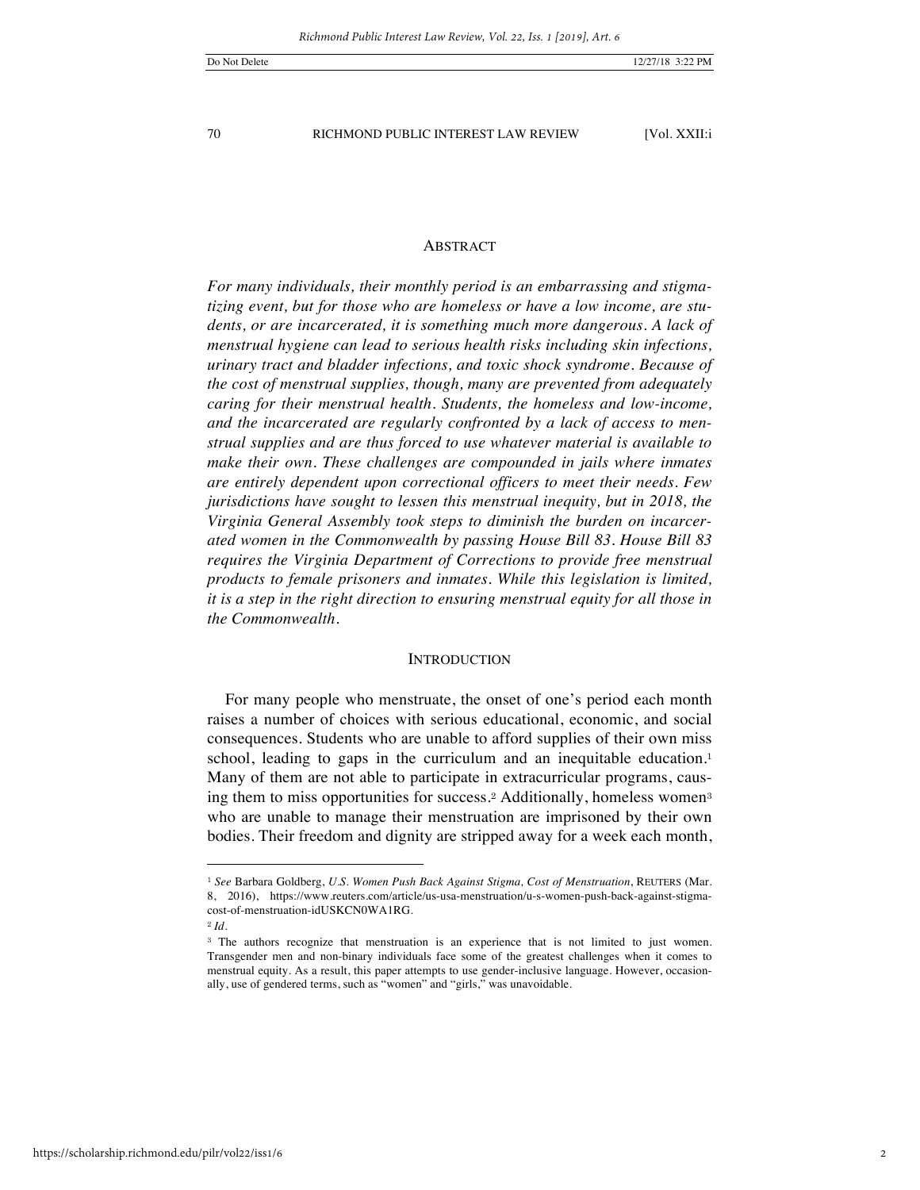## ABSTRACT

*For many individuals, their monthly period is an embarrassing and stigmatizing event, but for those who are homeless or have a low income, are students, or are incarcerated, it is something much more dangerous. A lack of menstrual hygiene can lead to serious health risks including skin infections, urinary tract and bladder infections, and toxic shock syndrome. Because of the cost of menstrual supplies, though, many are prevented from adequately caring for their menstrual health. Students, the homeless and low-income, and the incarcerated are regularly confronted by a lack of access to menstrual supplies and are thus forced to use whatever material is available to make their own. These challenges are compounded in jails where inmates are entirely dependent upon correctional officers to meet their needs. Few jurisdictions have sought to lessen this menstrual inequity, but in 2018, the Virginia General Assembly took steps to diminish the burden on incarcerated women in the Commonwealth by passing House Bill 83. House Bill 83 requires the Virginia Department of Corrections to provide free menstrual products to female prisoners and inmates. While this legislation is limited, it is a step in the right direction to ensuring menstrual equity for all those in the Commonwealth.*

## INTRODUCTION

For many people who menstruate, the onset of one's period each month raises a number of choices with serious educational, economic, and social consequences. Students who are unable to afford supplies of their own miss school, leading to gaps in the curriculum and an inequitable education.[1] Many of them are not able to participate in extracurricular programs, causing them to miss opportunities for success.[2] Additionally, homeless women[3] who are unable to manage their menstruation are imprisoned by their own bodies. Their freedom and dignity are stripped away for a week each month,

---

[1] *See* Barbara Goldberg, *U.S. Women Push Back Against Stigma, Cost of Menstruation*, REUTERS (Mar. 8, 2016), https://www.reuters.com/article/us-usa-menstruation/u-s-women-push-back-against-stigma-cost-of-menstruation-idUSKCN0WA1RG.

[2] *Id*.

[3] The authors recognize that menstruation is an experience that is not limited to just women. Transgender men and non-binary individuals face some of the greatest challenges when it comes to menstrual equity. As a result, this paper attempts to use gender-inclusive language. However, occasionally, use of gendered terms, such as "women" and "girls," was unavoidable.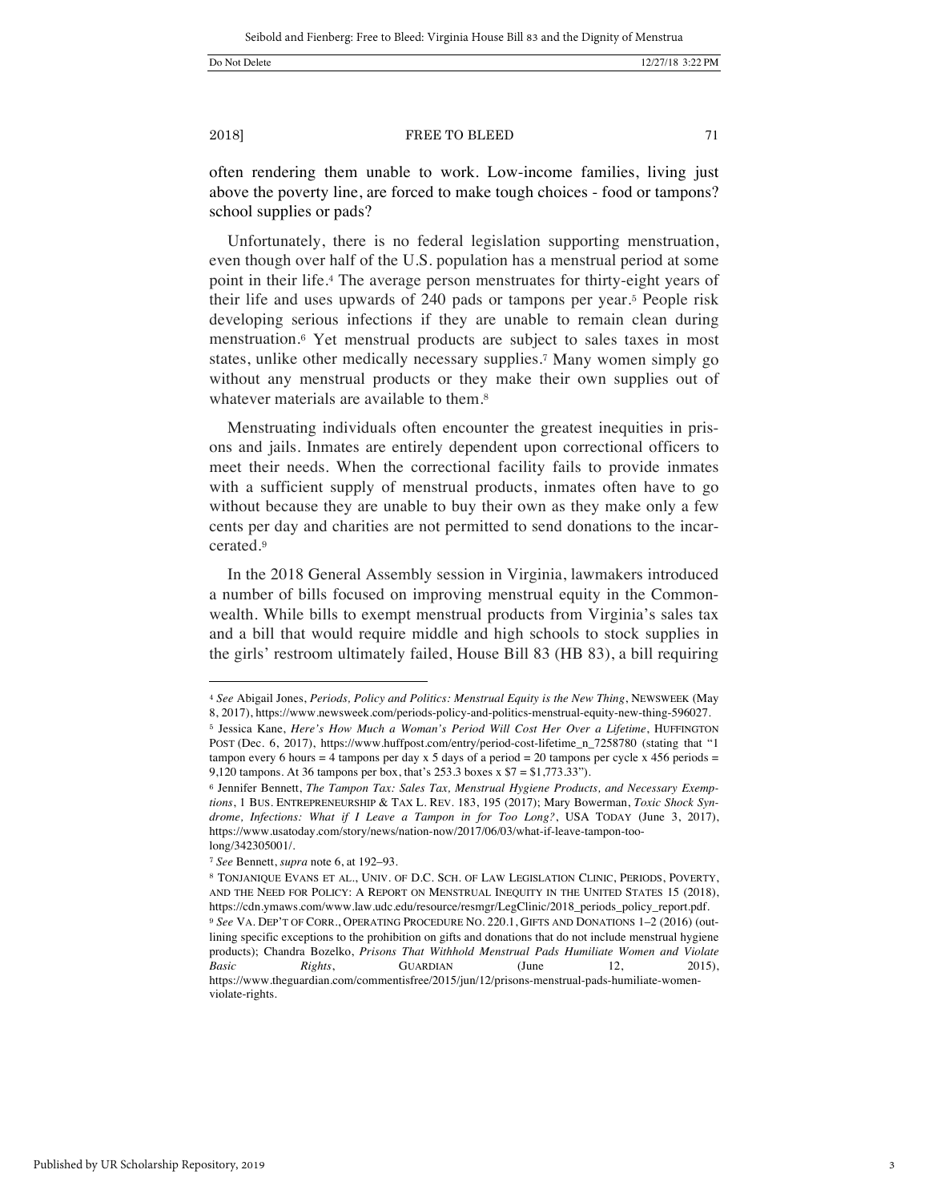often rendering them unable to work. Low-income families, living just above the poverty line, are forced to make tough choices - food or tampons? school supplies or pads?

Unfortunately, there is no federal legislation supporting menstruation, even though over half of the U.S. population has a menstrual period at some point in their life.[4] The average person menstruates for thirty-eight years of their life and uses upwards of 240 pads or tampons per year.[5] People risk developing serious infections if they are unable to remain clean during menstruation.[6] Yet menstrual products are subject to sales taxes in most states, unlike other medically necessary supplies.[7] Many women simply go without any menstrual products or they make their own supplies out of whatever materials are available to them.[8]

Menstruating individuals often encounter the greatest inequities in prisons and jails. Inmates are entirely dependent upon correctional officers to meet their needs. When the correctional facility fails to provide inmates with a sufficient supply of menstrual products, inmates often have to go without because they are unable to buy their own as they make only a few cents per day and charities are not permitted to send donations to the incarcerated.[9]

In the 2018 General Assembly session in Virginia, lawmakers introduced a number of bills focused on improving menstrual equity in the Commonwealth. While bills to exempt menstrual products from Virginia's sales tax and a bill that would require middle and high schools to stock supplies in the girls' restroom ultimately failed, House Bill 83 (HB 83), a bill requiring

---

[4] *See* Abigail Jones, *Periods, Policy and Politics: Menstrual Equity is the New Thing*, NEWSWEEK (May 8, 2017), https://www.newsweek.com/periods-policy-and-politics-menstrual-equity-new-thing-596027.

[5] Jessica Kane, *Here's How Much a Woman's Period Will Cost Her Over a Lifetime*, HUFFINGTON POST (Dec. 6, 2017), https://www.huffpost.com/entry/period-cost-lifetime_n_7258780 (stating that "1 tampon every 6 hours = 4 tampons per day x 5 days of a period = 20 tampons per cycle x 456 periods = 9,120 tampons. At 36 tampons per box, that's 253.3 boxes x $7 = $1,773.33").

[6] Jennifer Bennett, *The Tampon Tax: Sales Tax, Menstrual Hygiene Products, and Necessary Exemptions*, 1 BUS. ENTREPRENEURSHIP & TAX L. REV. 183, 195 (2017); Mary Bowerman, *Toxic Shock Syndrome, Infections: What if I Leave a Tampon in for Too Long?*, USA TODAY (June 3, 2017), https://www.usatoday.com/story/news/nation-now/2017/06/03/what-if-leave-tampon-too-long/342305001/.

[7] *See* Bennett, *supra* note 6, at 192–93.

[8] TONJANIQUE EVANS ET AL., UNIV. OF D.C. SCH. OF LAW LEGISLATION CLINIC, PERIODS, POVERTY, AND THE NEED FOR POLICY: A REPORT ON MENSTRUAL INEQUITY IN THE UNITED STATES 15 (2018), https://cdn.ymaws.com/www.law.udc.edu/resource/resmgr/LegClinic/2018_periods_policy_report.pdf.

[9] *See* VA. DEP'T OF CORR., OPERATING PROCEDURE NO. 220.1, GIFTS AND DONATIONS 1–2 (2016) (outlining specific exceptions to the prohibition on gifts and donations that do not include menstrual hygiene products); Chandra Bozelko, *Prisons That Withhold Menstrual Pads Humiliate Women and Violate Basic Rights*, GUARDIAN (June 12, 2015), https://www.theguardian.com/commentisfree/2015/jun/12/prisons-menstrual-pads-humiliate-women-violate-rights.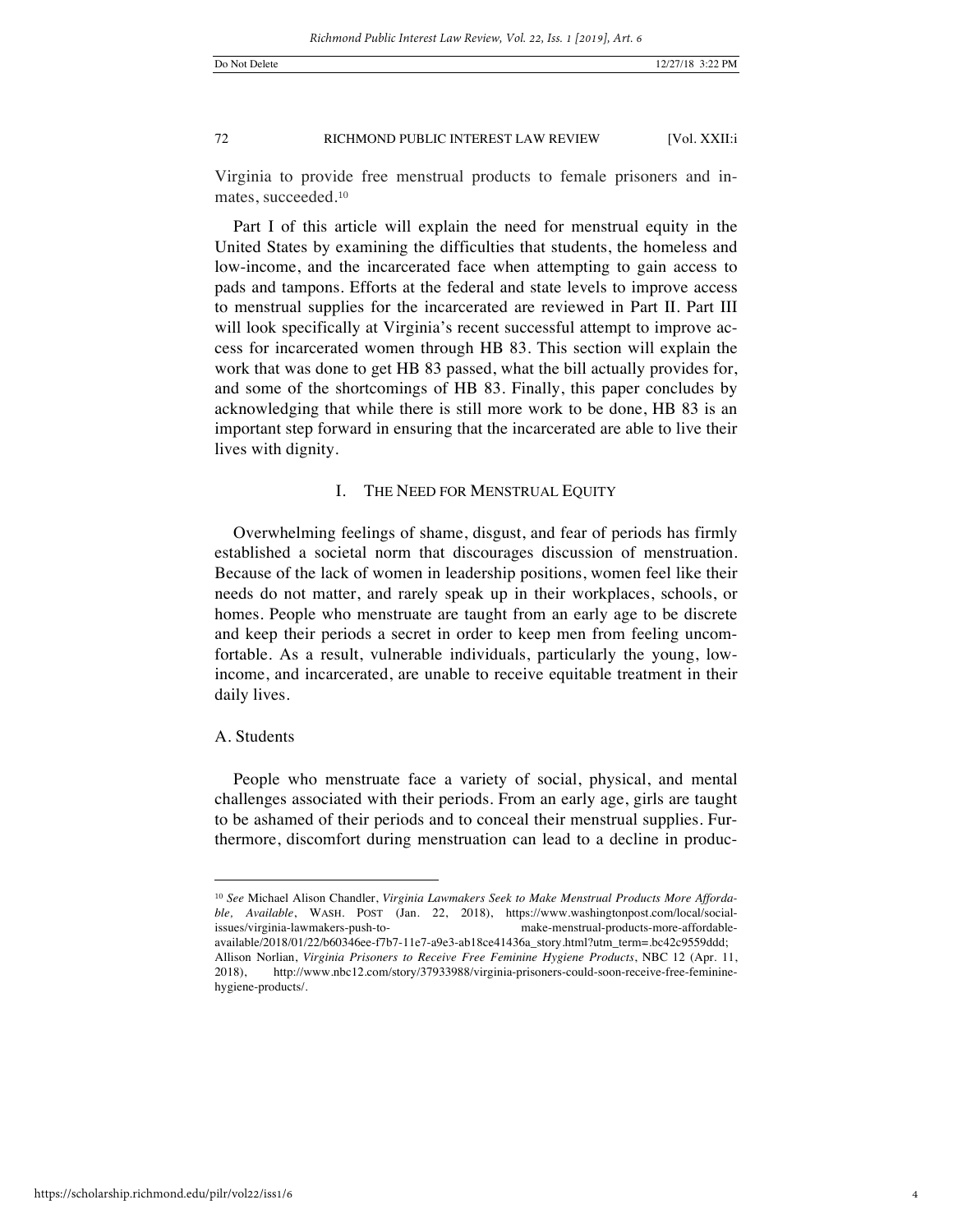Virginia to provide free menstrual products to female prisoners and inmates, succeeded.[10]

Part I of this article will explain the need for menstrual equity in the United States by examining the difficulties that students, the homeless and low-income, and the incarcerated face when attempting to gain access to pads and tampons. Efforts at the federal and state levels to improve access to menstrual supplies for the incarcerated are reviewed in Part II. Part III will look specifically at Virginia's recent successful attempt to improve access for incarcerated women through HB 83. This section will explain the work that was done to get HB 83 passed, what the bill actually provides for, and some of the shortcomings of HB 83. Finally, this paper concludes by acknowledging that while there is still more work to be done, HB 83 is an important step forward in ensuring that the incarcerated are able to live their lives with dignity.

## I. THE NEED FOR MENSTRUAL EQUITY

Overwhelming feelings of shame, disgust, and fear of periods has firmly established a societal norm that discourages discussion of menstruation. Because of the lack of women in leadership positions, women feel like their needs do not matter, and rarely speak up in their workplaces, schools, or homes. People who menstruate are taught from an early age to be discrete and keep their periods a secret in order to keep men from feeling uncomfortable. As a result, vulnerable individuals, particularly the young, low-income, and incarcerated, are unable to receive equitable treatment in their daily lives.

### A. Students

People who menstruate face a variety of social, physical, and mental challenges associated with their periods. From an early age, girls are taught to be ashamed of their periods and to conceal their menstrual supplies. Furthermore, discomfort during menstruation can lead to a decline in produc-

[10] *See* Michael Alison Chandler, *Virginia Lawmakers Seek to Make Menstrual Products More Affordable, Available*, WASH. POST (Jan. 22, 2018), https://www.washingtonpost.com/local/social-issues/virginia-lawmakers-push-to-make-menstrual-products-more-affordable-available/2018/01/22/b60346ee-f7b7-11e7-a9e3-ab18ce41436a_story.html?utm_term=.bc42c9559ddd; Allison Norlian, *Virginia Prisoners to Receive Free Feminine Hygiene Products*, NBC 12 (Apr. 11, 2018), http://www.nbc12.com/story/37933988/virginia-prisoners-could-soon-receive-free-feminine-hygiene-products/.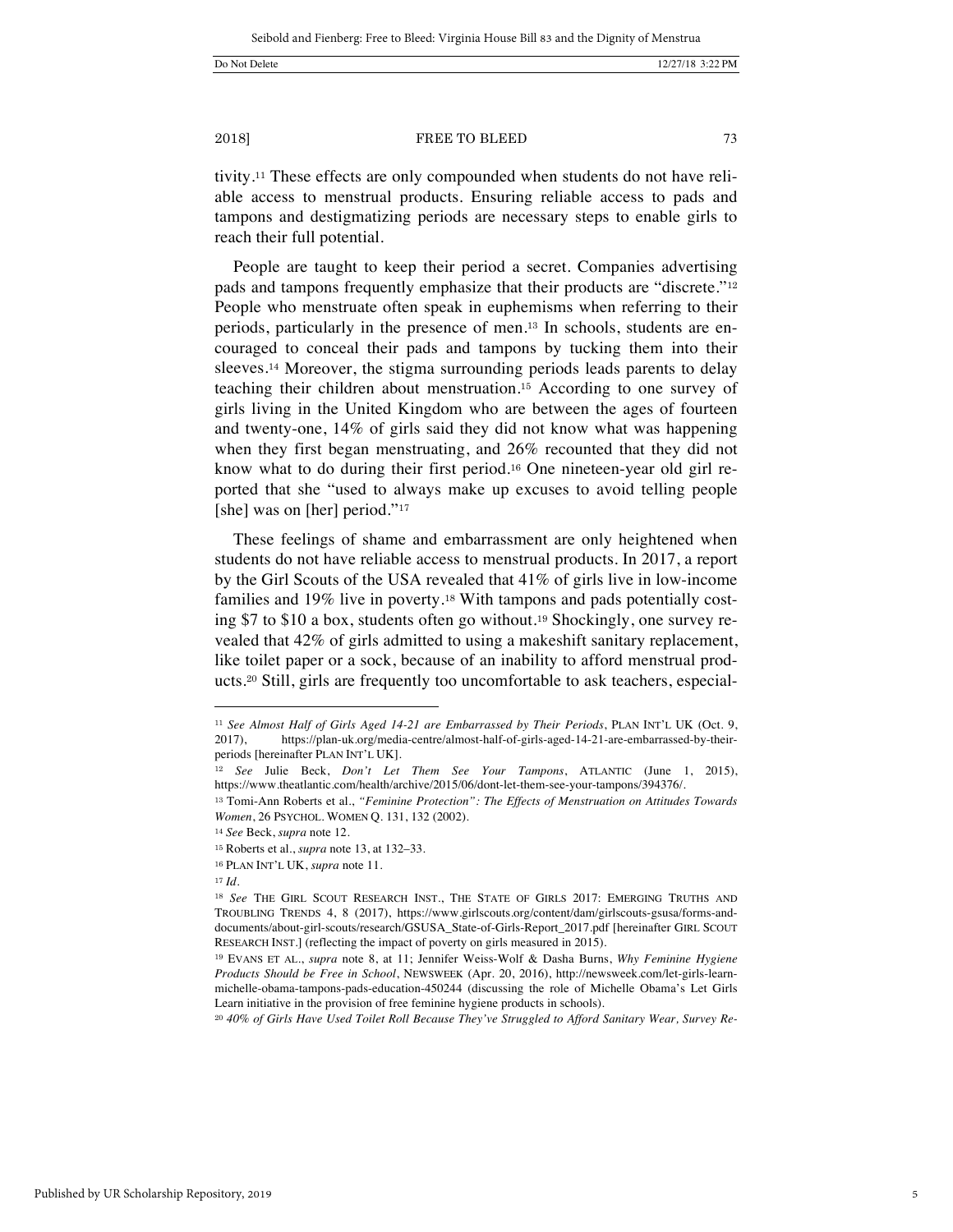tivity.[11] These effects are only compounded when students do not have reliable access to menstrual products. Ensuring reliable access to pads and tampons and destigmatizing periods are necessary steps to enable girls to reach their full potential.

People are taught to keep their period a secret. Companies advertising pads and tampons frequently emphasize that their products are "discrete."[12] People who menstruate often speak in euphemisms when referring to their periods, particularly in the presence of men.[13] In schools, students are encouraged to conceal their pads and tampons by tucking them into their sleeves.[14] Moreover, the stigma surrounding periods leads parents to delay teaching their children about menstruation.[15] According to one survey of girls living in the United Kingdom who are between the ages of fourteen and twenty-one, 14% of girls said they did not know what was happening when they first began menstruating, and 26% recounted that they did not know what to do during their first period.[16] One nineteen-year old girl reported that she "used to always make up excuses to avoid telling people [she] was on [her] period."[17]

These feelings of shame and embarrassment are only heightened when students do not have reliable access to menstrual products. In 2017, a report by the Girl Scouts of the USA revealed that 41% of girls live in low-income families and 19% live in poverty.[18] With tampons and pads potentially costing $7 to $10 a box, students often go without.[19] Shockingly, one survey revealed that 42% of girls admitted to using a makeshift sanitary replacement, like toilet paper or a sock, because of an inability to afford menstrual products.[20] Still, girls are frequently too uncomfortable to ask teachers, especial-

---

[11] *See Almost Half of Girls Aged 14-21 are Embarrassed by Their Periods*, PLAN INT'L UK (Oct. 9, 2017), https://plan-uk.org/media-centre/almost-half-of-girls-aged-14-21-are-embarrassed-by-their-periods [hereinafter PLAN INT'L UK].

[12] *See* Julie Beck, *Don't Let Them See Your Tampons*, ATLANTIC (June 1, 2015), https://www.theatlantic.com/health/archive/2015/06/dont-let-them-see-your-tampons/394376/.

[13] Tomi-Ann Roberts et al., *"Feminine Protection": The Effects of Menstruation on Attitudes Towards Women*, 26 PSYCHOL. WOMEN Q. 131, 132 (2002).

[14] *See* Beck, *supra* note 12.

[15] Roberts et al., *supra* note 13, at 132–33.

[16] PLAN INT'L UK, *supra* note 11.

[17] *Id.*

[18] *See* THE GIRL SCOUT RESEARCH INST., THE STATE OF GIRLS 2017: EMERGING TRUTHS AND TROUBLING TRENDS 4, 8 (2017), https://www.girlscouts.org/content/dam/girlscouts-gsusa/forms-and-documents/about-girl-scouts/research/GSUSA_State-of-Girls-Report_2017.pdf [hereinafter GIRL SCOUT RESEARCH INST.] (reflecting the impact of poverty on girls measured in 2015).

[19] EVANS ET AL., *supra* note 8, at 11; Jennifer Weiss-Wolf & Dasha Burns, *Why Feminine Hygiene Products Should be Free in School*, NEWSWEEK (Apr. 20, 2016), http://newsweek.com/let-girls-learn-michelle-obama-tampons-pads-education-450244 (discussing the role of Michelle Obama's Let Girls Learn initiative in the provision of free feminine hygiene products in schools).

[20] *40% of Girls Have Used Toilet Roll Because They've Struggled to Afford Sanitary Wear, Survey Re-*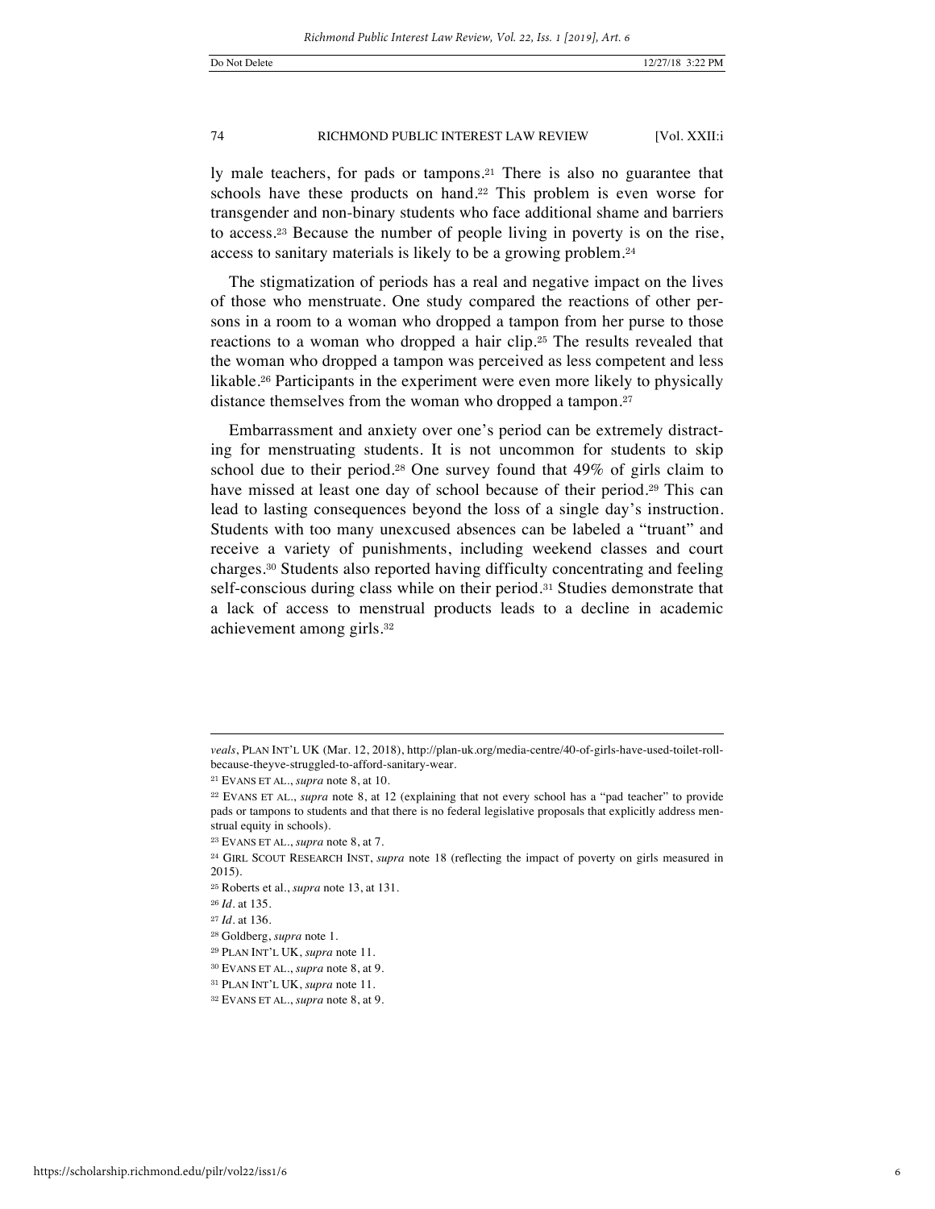ly male teachers, for pads or tampons.[21] There is also no guarantee that schools have these products on hand.[22] This problem is even worse for transgender and non-binary students who face additional shame and barriers to access.[23] Because the number of people living in poverty is on the rise, access to sanitary materials is likely to be a growing problem.[24]

The stigmatization of periods has a real and negative impact on the lives of those who menstruate. One study compared the reactions of other persons in a room to a woman who dropped a tampon from her purse to those reactions to a woman who dropped a hair clip.[25] The results revealed that the woman who dropped a tampon was perceived as less competent and less likable.[26] Participants in the experiment were even more likely to physically distance themselves from the woman who dropped a tampon.[27]

Embarrassment and anxiety over one's period can be extremely distracting for menstruating students. It is not uncommon for students to skip school due to their period.[28] One survey found that 49% of girls claim to have missed at least one day of school because of their period.[29] This can lead to lasting consequences beyond the loss of a single day's instruction. Students with too many unexcused absences can be labeled a "truant" and receive a variety of punishments, including weekend classes and court charges.[30] Students also reported having difficulty concentrating and feeling self-conscious during class while on their period.[31] Studies demonstrate that a lack of access to menstrual products leads to a decline in academic achievement among girls.[32]

---

*veals*, PLAN INT'L UK (Mar. 12, 2018), http://plan-uk.org/media-centre/40-of-girls-have-used-toilet-roll-because-theyve-struggled-to-afford-sanitary-wear.

[21] EVANS ET AL., *supra* note 8, at 10.

[22] EVANS ET AL., *supra* note 8, at 12 (explaining that not every school has a "pad teacher" to provide pads or tampons to students and that there is no federal legislative proposals that explicitly address menstrual equity in schools).

[23] EVANS ET AL., *supra* note 8, at 7.

[24] GIRL SCOUT RESEARCH INST, *supra* note 18 (reflecting the impact of poverty on girls measured in 2015).

[25] Roberts et al., *supra* note 13, at 131.

[26] *Id*. at 135.

[27] *Id*. at 136.

[28] Goldberg, *supra* note 1.

[29] PLAN INT'L UK, *supra* note 11.

[30] EVANS ET AL., *supra* note 8, at 9.

[31] PLAN INT'L UK, *supra* note 11.

[32] EVANS ET AL., *supra* note 8, at 9.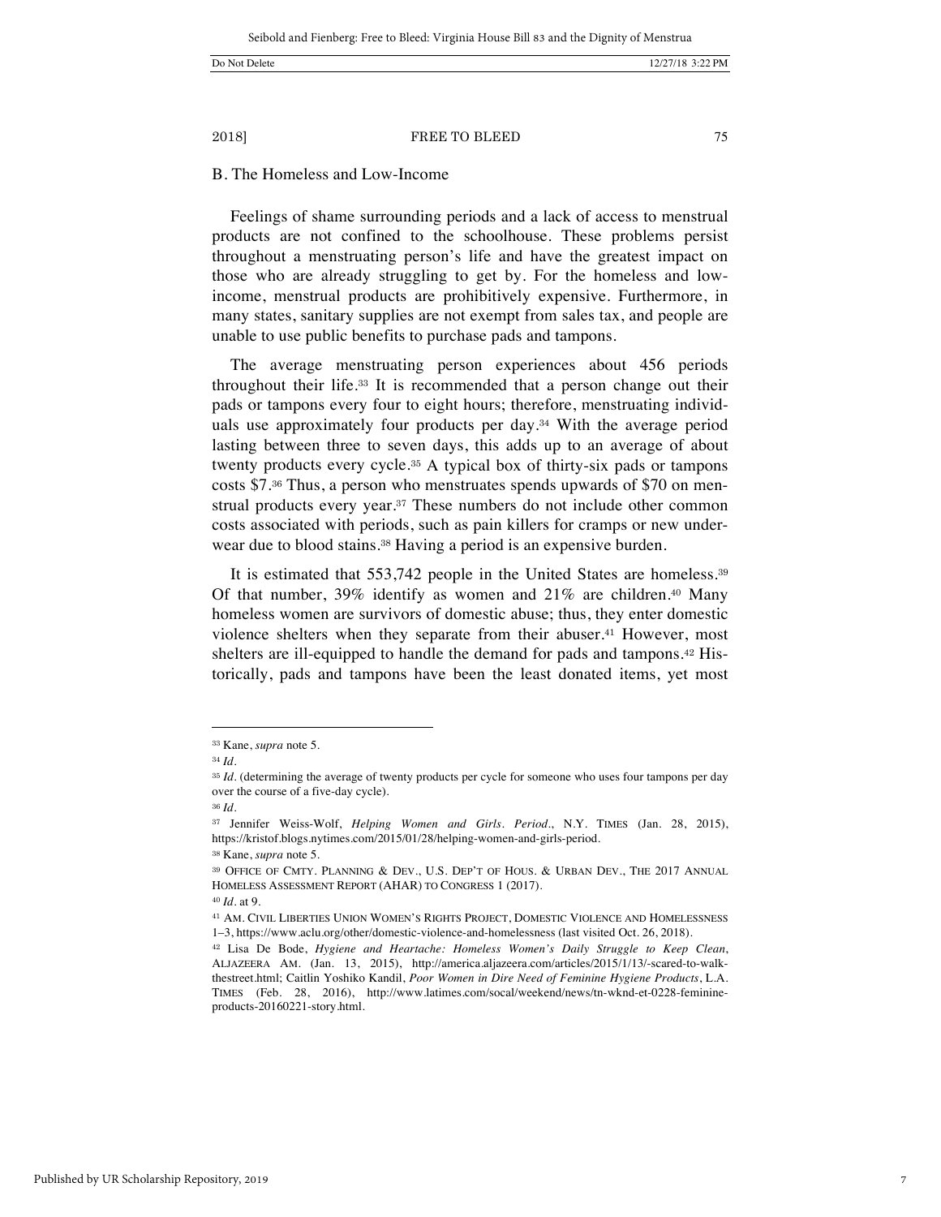### B. The Homeless and Low-Income

Feelings of shame surrounding periods and a lack of access to menstrual products are not confined to the schoolhouse. These problems persist throughout a menstruating person's life and have the greatest impact on those who are already struggling to get by. For the homeless and low-income, menstrual products are prohibitively expensive. Furthermore, in many states, sanitary supplies are not exempt from sales tax, and people are unable to use public benefits to purchase pads and tampons.

The average menstruating person experiences about 456 periods throughout their life.[33] It is recommended that a person change out their pads or tampons every four to eight hours; therefore, menstruating individuals use approximately four products per day.[34] With the average period lasting between three to seven days, this adds up to an average of about twenty products every cycle.[35] A typical box of thirty-six pads or tampons costs $7.[36] Thus, a person who menstruates spends upwards of $70 on menstrual products every year.[37] These numbers do not include other common costs associated with periods, such as pain killers for cramps or new underwear due to blood stains.[38] Having a period is an expensive burden.

It is estimated that 553,742 people in the United States are homeless.[39] Of that number, 39% identify as women and 21% are children.[40] Many homeless women are survivors of domestic abuse; thus, they enter domestic violence shelters when they separate from their abuser.[41] However, most shelters are ill-equipped to handle the demand for pads and tampons.[42] Historically, pads and tampons have been the least donated items, yet most

---

[33] Kane, *supra* note 5.

[34] *Id.*

[35] *Id.* (determining the average of twenty products per cycle for someone who uses four tampons per day over the course of a five-day cycle).

[36] *Id.*

[37] Jennifer Weiss-Wolf, *Helping Women and Girls. Period.*, N.Y. TIMES (Jan. 28, 2015), https://kristof.blogs.nytimes.com/2015/01/28/helping-women-and-girls-period.

[38] Kane, *supra* note 5.

[39] OFFICE OF CMTY. PLANNING & DEV., U.S. DEP'T OF HOUS. & URBAN DEV., THE 2017 ANNUAL HOMELESS ASSESSMENT REPORT (AHAR) TO CONGRESS 1 (2017).

[40] *Id.* at 9.

[41] AM. CIVIL LIBERTIES UNION WOMEN'S RIGHTS PROJECT, DOMESTIC VIOLENCE AND HOMELESSNESS 1–3, https://www.aclu.org/other/domestic-violence-and-homelessness (last visited Oct. 26, 2018).

[42] Lisa De Bode, *Hygiene and Heartache: Homeless Women's Daily Struggle to Keep Clean*, ALJAZEERA AM. (Jan. 13, 2015), http://america.aljazeera.com/articles/2015/1/13/-scared-to-walk-thestreet.html; Caitlin Yoshiko Kandil, *Poor Women in Dire Need of Feminine Hygiene Products*, L.A. TIMES (Feb. 28, 2016), http://www.latimes.com/socal/weekend/news/tn-wknd-et-0228-feminine-products-20160221-story.html.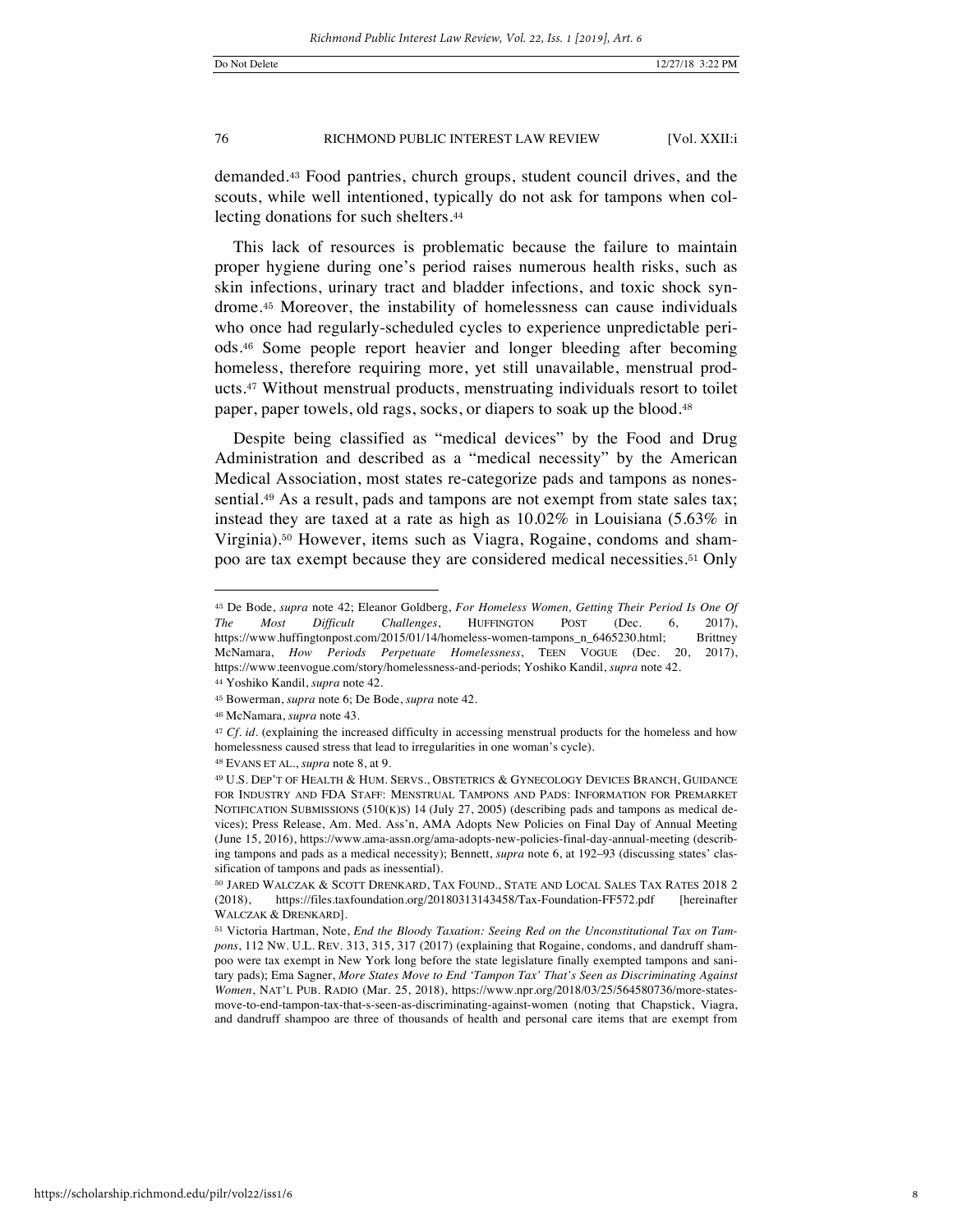demanded.[43] Food pantries, church groups, student council drives, and the scouts, while well intentioned, typically do not ask for tampons when collecting donations for such shelters.[44]

This lack of resources is problematic because the failure to maintain proper hygiene during one's period raises numerous health risks, such as skin infections, urinary tract and bladder infections, and toxic shock syndrome.[45] Moreover, the instability of homelessness can cause individuals who once had regularly-scheduled cycles to experience unpredictable periods.[46] Some people report heavier and longer bleeding after becoming homeless, therefore requiring more, yet still unavailable, menstrual products.[47] Without menstrual products, menstruating individuals resort to toilet paper, paper towels, old rags, socks, or diapers to soak up the blood.[48]

Despite being classified as "medical devices" by the Food and Drug Administration and described as a "medical necessity" by the American Medical Association, most states re-categorize pads and tampons as nonessential.[49] As a result, pads and tampons are not exempt from state sales tax; instead they are taxed at a rate as high as 10.02% in Louisiana (5.63% in Virginia).[50] However, items such as Viagra, Rogaine, condoms and shampoo are tax exempt because they are considered medical necessities.[51] Only

---

[43] De Bode, *supra* note 42; Eleanor Goldberg, *For Homeless Women, Getting Their Period Is One Of The Most Difficult Challenges*, HUFFINGTON POST (Dec. 6, 2017), https://www.huffingtonpost.com/2015/01/14/homeless-women-tampons_n_6465230.html; Brittney McNamara, *How Periods Perpetuate Homelessness*, TEEN VOGUE (Dec. 20, 2017), https://www.teenvogue.com/story/homelessness-and-periods; Yoshiko Kandil, *supra* note 42.

[44] Yoshiko Kandil, *supra* note 42.

[45] Bowerman, *supra* note 6; De Bode, *supra* note 42.

[46] McNamara, *supra* note 43.

[47] *Cf. id.* (explaining the increased difficulty in accessing menstrual products for the homeless and how homelessness caused stress that lead to irregularities in one woman's cycle).

[48] EVANS ET AL., *supra* note 8, at 9.

[49] U.S. DEP'T OF HEALTH & HUM. SERVS., OBSTETRICS & GYNECOLOGY DEVICES BRANCH, GUIDANCE FOR INDUSTRY AND FDA STAFF: MENSTRUAL TAMPONS AND PADS: INFORMATION FOR PREMARKET NOTIFICATION SUBMISSIONS (510(K)S) 14 (July 27, 2005) (describing pads and tampons as medical devices); Press Release, Am. Med. Ass'n, AMA Adopts New Policies on Final Day of Annual Meeting (June 15, 2016), https://www.ama-assn.org/ama-adopts-new-policies-final-day-annual-meeting (describing tampons and pads as a medical necessity); Bennett, *supra* note 6, at 192–93 (discussing states' classification of tampons and pads as inessential).

[50] JARED WALCZAK & SCOTT DRENKARD, TAX FOUND., STATE AND LOCAL SALES TAX RATES 2018 2 (2018), https://files.taxfoundation.org/20180313143458/Tax-Foundation-FF572.pdf [hereinafter WALCZAK & DRENKARD].

[51] Victoria Hartman, Note, *End the Bloody Taxation: Seeing Red on the Unconstitutional Tax on Tampons*, 112 NW. U.L. REV. 313, 315, 317 (2017) (explaining that Rogaine, condoms, and dandruff shampoo were tax exempt in New York long before the state legislature finally exempted tampons and sanitary pads); Ema Sagner, *More States Move to End 'Tampon Tax' That's Seen as Discriminating Against Women*, NAT'L PUB. RADIO (Mar. 25, 2018), https://www.npr.org/2018/03/25/564580736/more-states-move-to-end-tampon-tax-that-s-seen-as-discriminating-against-women (noting that Chapstick, Viagra, and dandruff shampoo are three of thousands of health and personal care items that are exempt from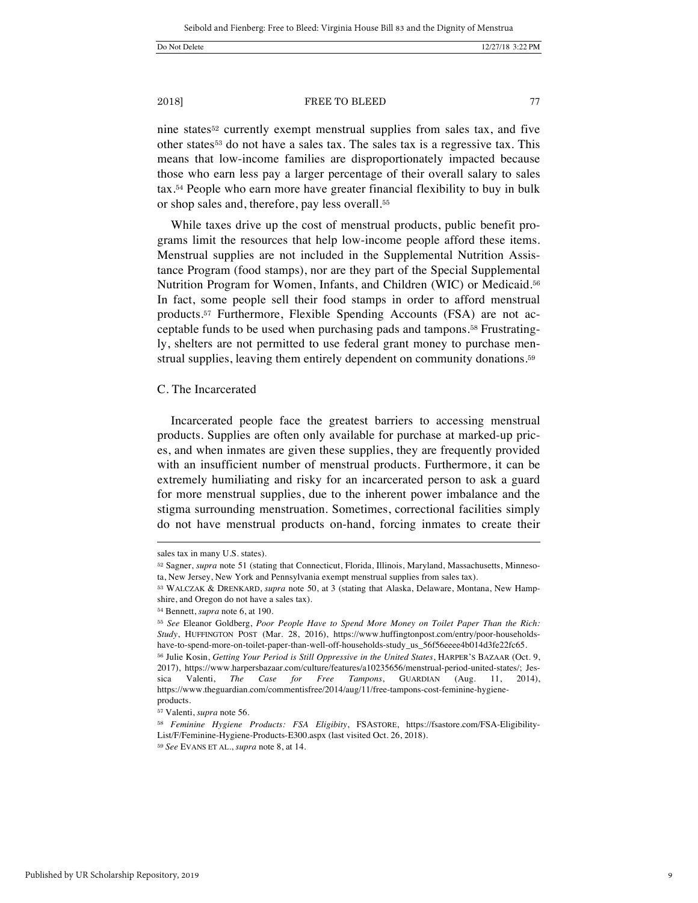nine states[52] currently exempt menstrual supplies from sales tax, and five other states[53] do not have a sales tax. The sales tax is a regressive tax. This means that low-income families are disproportionately impacted because those who earn less pay a larger percentage of their overall salary to sales tax.[54] People who earn more have greater financial flexibility to buy in bulk or shop sales and, therefore, pay less overall.[55]

While taxes drive up the cost of menstrual products, public benefit programs limit the resources that help low-income people afford these items. Menstrual supplies are not included in the Supplemental Nutrition Assistance Program (food stamps), nor are they part of the Special Supplemental Nutrition Program for Women, Infants, and Children (WIC) or Medicaid.[56] In fact, some people sell their food stamps in order to afford menstrual products.[57] Furthermore, Flexible Spending Accounts (FSA) are not acceptable funds to be used when purchasing pads and tampons.[58] Frustratingly, shelters are not permitted to use federal grant money to purchase menstrual supplies, leaving them entirely dependent on community donations.[59]

### C. The Incarcerated

Incarcerated people face the greatest barriers to accessing menstrual products. Supplies are often only available for purchase at marked-up prices, and when inmates are given these supplies, they are frequently provided with an insufficient number of menstrual products. Furthermore, it can be extremely humiliating and risky for an incarcerated person to ask a guard for more menstrual supplies, due to the inherent power imbalance and the stigma surrounding menstruation. Sometimes, correctional facilities simply do not have menstrual products on-hand, forcing inmates to create their

---

sales tax in many U.S. states).

[52] Sagner, *supra* note 51 (stating that Connecticut, Florida, Illinois, Maryland, Massachusetts, Minnesota, New Jersey, New York and Pennsylvania exempt menstrual supplies from sales tax).

[53] WALCZAK & DRENKARD, *supra* note 50, at 3 (stating that Alaska, Delaware, Montana, New Hampshire, and Oregon do not have a sales tax).

[54] Bennett, *supra* note 6, at 190.

[55] *See* Eleanor Goldberg, *Poor People Have to Spend More Money on Toilet Paper Than the Rich: Study*, HUFFINGTON POST (Mar. 28, 2016), https://www.huffingtonpost.com/entry/poor-households-have-to-spend-more-on-toilet-paper-than-well-off-households-study_us_56f56eeee4b014d3fe22fc65.

[56] Julie Kosin, *Getting Your Period is Still Oppressive in the United States*, HARPER'S BAZAAR (Oct. 9, 2017), https://www.harpersbazaar.com/culture/features/a10235656/menstrual-period-united-states/; Jessica Valenti, *The Case for Free Tampons*, GUARDIAN (Aug. 11, 2014), https://www.theguardian.com/commentisfree/2014/aug/11/free-tampons-cost-feminine-hygiene-products.

[57] Valenti, *supra* note 56.

[58] *Feminine Hygiene Products: FSA Eligibity*, FSASTORE, https://fsastore.com/FSA-Eligibility-List/F/Feminine-Hygiene-Products-E300.aspx (last visited Oct. 26, 2018).

[59] *See* EVANS ET AL., *supra* note 8, at 14.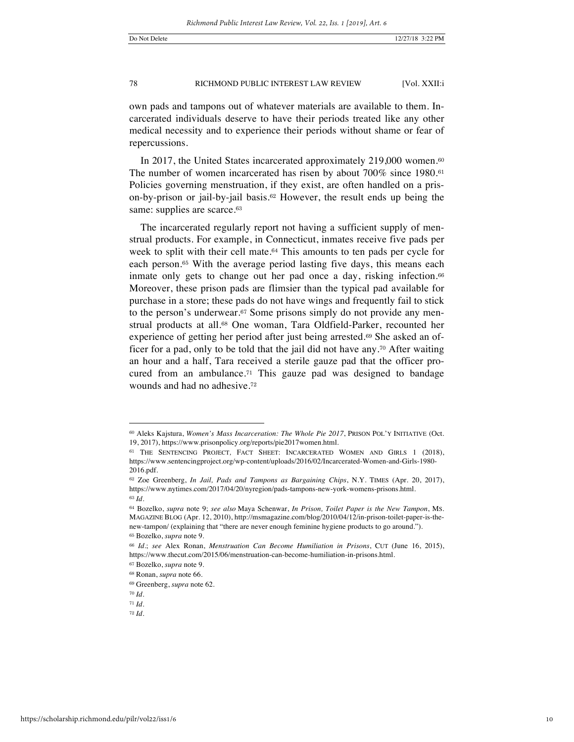own pads and tampons out of whatever materials are available to them. Incarcerated individuals deserve to have their periods treated like any other medical necessity and to experience their periods without shame or fear of repercussions.

In 2017, the United States incarcerated approximately 219,000 women.[60] The number of women incarcerated has risen by about 700% since 1980.[61] Policies governing menstruation, if they exist, are often handled on a prison-by-prison or jail-by-jail basis.[62] However, the result ends up being the same: supplies are scarce.[63]

The incarcerated regularly report not having a sufficient supply of menstrual products. For example, in Connecticut, inmates receive five pads per week to split with their cell mate.[64] This amounts to ten pads per cycle for each person.[65] With the average period lasting five days, this means each inmate only gets to change out her pad once a day, risking infection.[66] Moreover, these prison pads are flimsier than the typical pad available for purchase in a store; these pads do not have wings and frequently fail to stick to the person's underwear.[67] Some prisons simply do not provide any menstrual products at all.[68] One woman, Tara Oldfield-Parker, recounted her experience of getting her period after just being arrested.[69] She asked an officer for a pad, only to be told that the jail did not have any.[70] After waiting an hour and a half, Tara received a sterile gauze pad that the officer procured from an ambulance.[71] This gauze pad was designed to bandage wounds and had no adhesive.[72]

---

[60] Aleks Kajstura, *Women's Mass Incarceration: The Whole Pie 2017*, PRISON POL'Y INITIATIVE (Oct. 19, 2017), https://www.prisonpolicy.org/reports/pie2017women.html.

[61] THE SENTENCING PROJECT, FACT SHEET: INCARCERATED WOMEN AND GIRLS 1 (2018), https://www.sentencingproject.org/wp-content/uploads/2016/02/Incarcerated-Women-and-Girls-1980-2016.pdf.

[62] Zoe Greenberg, *In Jail, Pads and Tampons as Bargaining Chips*, N.Y. TIMES (Apr. 20, 2017), https://www.nytimes.com/2017/04/20/nyregion/pads-tampons-new-york-womens-prisons.html.

[63] *Id.*

[64] Bozelko, *supra* note 9; *see also* Maya Schenwar, *In Prison, Toilet Paper is the New Tampon*, MS. MAGAZINE BLOG (Apr. 12, 2010), http://msmagazine.com/blog/2010/04/12/in-prison-toilet-paper-is-the-new-tampon/ (explaining that "there are never enough feminine hygiene products to go around.").

[65] Bozelko, *supra* note 9.

[66] *Id.*; *see* Alex Ronan, *Menstruation Can Become Humiliation in Prisons*, CUT (June 16, 2015), https://www.thecut.com/2015/06/menstruation-can-become-humiliation-in-prisons.html.

[67] Bozelko, *supra* note 9.

[68] Ronan, *supra* note 66.

[69] Greenberg, *supra* note 62.

[70] *Id.*

[71] *Id.*

[72] *Id.*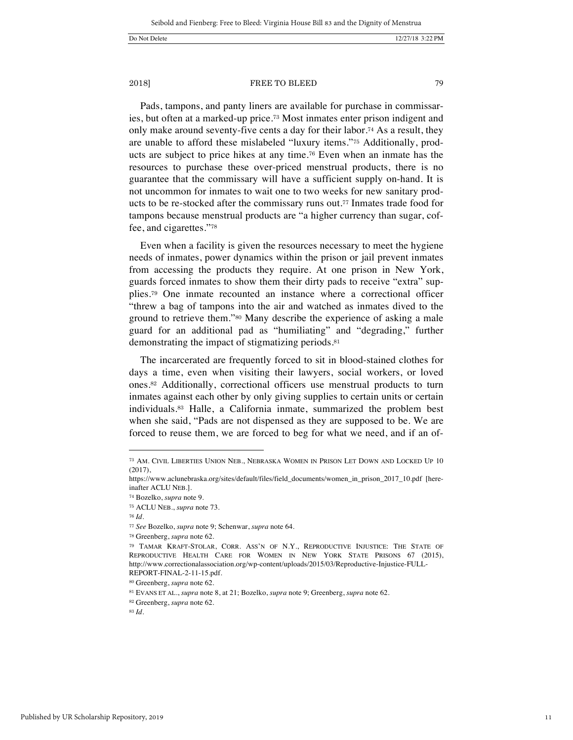Pads, tampons, and panty liners are available for purchase in commissaries, but often at a marked-up price.[73] Most inmates enter prison indigent and only make around seventy-five cents a day for their labor.[74] As a result, they are unable to afford these mislabeled "luxury items."[75] Additionally, products are subject to price hikes at any time.[76] Even when an inmate has the resources to purchase these over-priced menstrual products, there is no guarantee that the commissary will have a sufficient supply on-hand. It is not uncommon for inmates to wait one to two weeks for new sanitary products to be re-stocked after the commissary runs out.[77] Inmates trade food for tampons because menstrual products are "a higher currency than sugar, coffee, and cigarettes."[78]

Even when a facility is given the resources necessary to meet the hygiene needs of inmates, power dynamics within the prison or jail prevent inmates from accessing the products they require. At one prison in New York, guards forced inmates to show them their dirty pads to receive "extra" supplies.[79] One inmate recounted an instance where a correctional officer "threw a bag of tampons into the air and watched as inmates dived to the ground to retrieve them."[80] Many describe the experience of asking a male guard for an additional pad as "humiliating" and "degrading," further demonstrating the impact of stigmatizing periods.[81]

The incarcerated are frequently forced to sit in blood-stained clothes for days a time, even when visiting their lawyers, social workers, or loved ones.[82] Additionally, correctional officers use menstrual products to turn inmates against each other by only giving supplies to certain units or certain individuals.[83] Halle, a California inmate, summarized the problem best when she said, "Pads are not dispensed as they are supposed to be. We are forced to reuse them, we are forced to beg for what we need, and if an of-

---

[73] AM. CIVIL LIBERTIES UNION NEB., NEBRASKA WOMEN IN PRISON LET DOWN AND LOCKED UP 10 (2017), https://www.aclunebraska.org/sites/default/files/field_documents/women_in_prison_2017_10.pdf [hereinafter ACLU NEB.].

[74] Bozelko, *supra* note 9.

[75] ACLU NEB., *supra* note 73.

[76] *Id.*

[77] *See* Bozelko, *supra* note 9; Schenwar, *supra* note 64.

[78] Greenberg, *supra* note 62.

[79] TAMAR KRAFT-STOLAR, CORR. ASS'N OF N.Y., REPRODUCTIVE INJUSTICE: THE STATE OF REPRODUCTIVE HEALTH CARE FOR WOMEN IN NEW YORK STATE PRISONS 67 (2015), http://www.correctionalassociation.org/wp-content/uploads/2015/03/Reproductive-Injustice-FULL-REPORT-FINAL-2-11-15.pdf.

[80] Greenberg, *supra* note 62.

[81] EVANS ET AL., *supra* note 8, at 21; Bozelko, *supra* note 9; Greenberg, *supra* note 62.

[82] Greenberg, *supra* note 62.

[83] *Id.*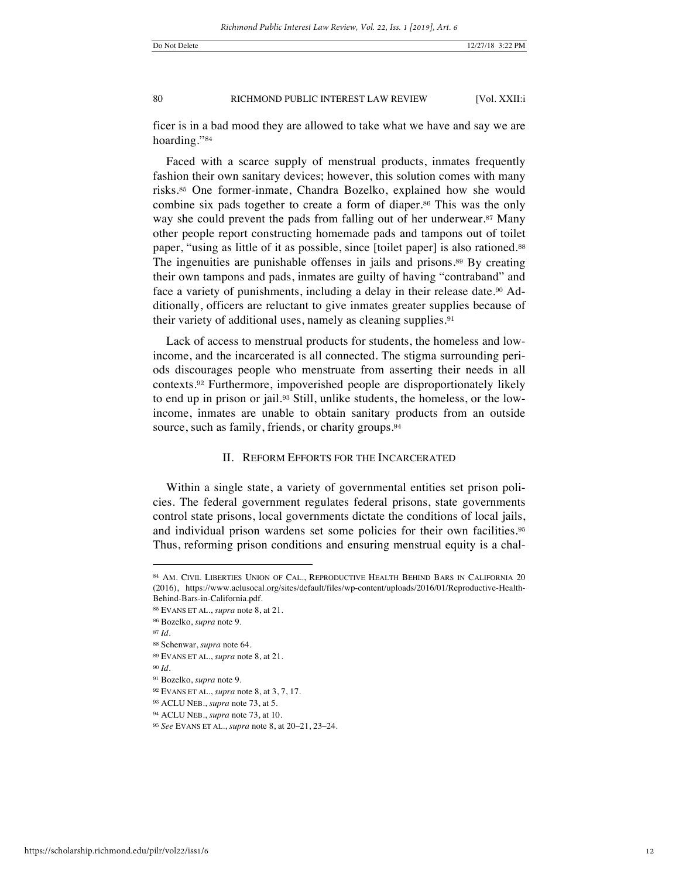ficer is in a bad mood they are allowed to take what we have and say we are hoarding."[84]

Faced with a scarce supply of menstrual products, inmates frequently fashion their own sanitary devices; however, this solution comes with many risks.[85] One former-inmate, Chandra Bozelko, explained how she would combine six pads together to create a form of diaper.[86] This was the only way she could prevent the pads from falling out of her underwear.[87] Many other people report constructing homemade pads and tampons out of toilet paper, "using as little of it as possible, since [toilet paper] is also rationed.[88] The ingenuities are punishable offenses in jails and prisons.[89] By creating their own tampons and pads, inmates are guilty of having "contraband" and face a variety of punishments, including a delay in their release date.[90] Additionally, officers are reluctant to give inmates greater supplies because of their variety of additional uses, namely as cleaning supplies.[91]

Lack of access to menstrual products for students, the homeless and low-income, and the incarcerated is all connected. The stigma surrounding periods discourages people who menstruate from asserting their needs in all contexts.[92] Furthermore, impoverished people are disproportionately likely to end up in prison or jail.[93] Still, unlike students, the homeless, or the low-income, inmates are unable to obtain sanitary products from an outside source, such as family, friends, or charity groups.[94]

## II. REFORM EFFORTS FOR THE INCARCERATED

Within a single state, a variety of governmental entities set prison policies. The federal government regulates federal prisons, state governments control state prisons, local governments dictate the conditions of local jails, and individual prison wardens set some policies for their own facilities.[95] Thus, reforming prison conditions and ensuring menstrual equity is a chal-

---

[84] AM. CIVIL LIBERTIES UNION OF CAL., REPRODUCTIVE HEALTH BEHIND BARS IN CALIFORNIA 20 (2016), https://www.aclusocal.org/sites/default/files/wp-content/uploads/2016/01/Reproductive-Health-Behind-Bars-in-California.pdf.

[85] EVANS ET AL., *supra* note 8, at 21.

[86] Bozelko, *supra* note 9.

[87] *Id.*

[88] Schenwar, *supra* note 64.

[89] EVANS ET AL., *supra* note 8, at 21.

[90] *Id.*

[91] Bozelko, *supra* note 9.

[92] EVANS ET AL., *supra* note 8, at 3, 7, 17.

[93] ACLU NEB., *supra* note 73, at 5.

[94] ACLU NEB., *supra* note 73, at 10.

[95] *See* EVANS ET AL., *supra* note 8, at 20–21, 23–24.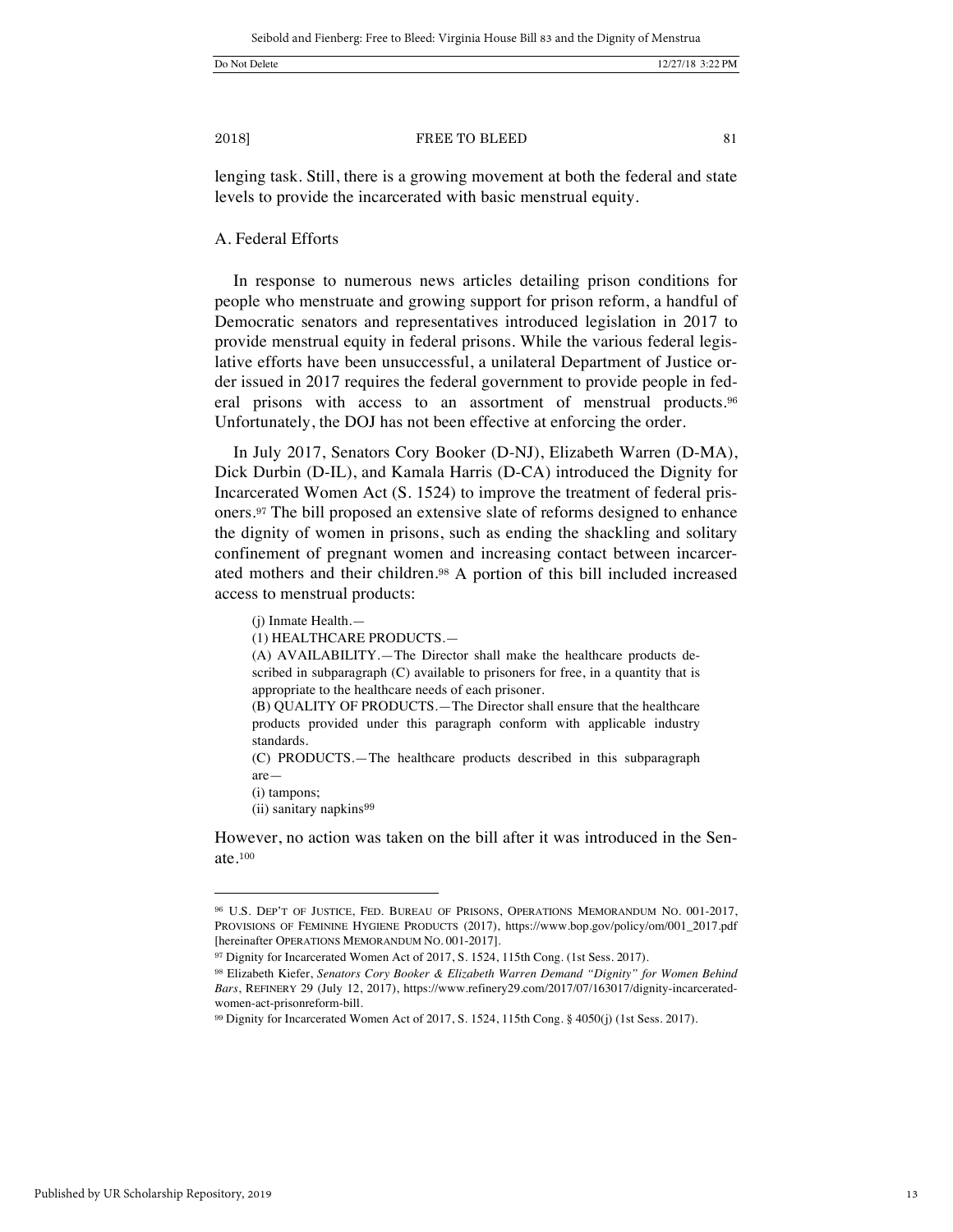lenging task. Still, there is a growing movement at both the federal and state levels to provide the incarcerated with basic menstrual equity.

### A. Federal Efforts

In response to numerous news articles detailing prison conditions for people who menstruate and growing support for prison reform, a handful of Democratic senators and representatives introduced legislation in 2017 to provide menstrual equity in federal prisons. While the various federal legislative efforts have been unsuccessful, a unilateral Department of Justice order issued in 2017 requires the federal government to provide people in federal prisons with access to an assortment of menstrual products.[96] Unfortunately, the DOJ has not been effective at enforcing the order.

In July 2017, Senators Cory Booker (D-NJ), Elizabeth Warren (D-MA), Dick Durbin (D-IL), and Kamala Harris (D-CA) introduced the Dignity for Incarcerated Women Act (S. 1524) to improve the treatment of federal prisoners.[97] The bill proposed an extensive slate of reforms designed to enhance the dignity of women in prisons, such as ending the shackling and solitary confinement of pregnant women and increasing contact between incarcerated mothers and their children.[98] A portion of this bill included increased access to menstrual products:

> (j) Inmate Health.—
> (1) HEALTHCARE PRODUCTS.—
> (A) AVAILABILITY.—The Director shall make the healthcare products described in subparagraph (C) available to prisoners for free, in a quantity that is appropriate to the healthcare needs of each prisoner.
> (B) QUALITY OF PRODUCTS.—The Director shall ensure that the healthcare products provided under this paragraph conform with applicable industry standards.
> (C) PRODUCTS.—The healthcare products described in this subparagraph are—
> (i) tampons;
> (ii) sanitary napkins[99]

However, no action was taken on the bill after it was introduced in the Senate.[100]

---

[96] U.S. DEP'T OF JUSTICE, FED. BUREAU OF PRISONS, OPERATIONS MEMORANDUM NO. 001-2017, PROVISIONS OF FEMININE HYGIENE PRODUCTS (2017), https://www.bop.gov/policy/om/001_2017.pdf [hereinafter OPERATIONS MEMORANDUM NO. 001-2017].

[97] Dignity for Incarcerated Women Act of 2017, S. 1524, 115th Cong. (1st Sess. 2017).

[98] Elizabeth Kiefer, *Senators Cory Booker & Elizabeth Warren Demand "Dignity" for Women Behind Bars*, REFINERY 29 (July 12, 2017), https://www.refinery29.com/2017/07/163017/dignity-incarcerated-women-act-prisonreform-bill.

[99] Dignity for Incarcerated Women Act of 2017, S. 1524, 115th Cong. § 4050(j) (1st Sess. 2017).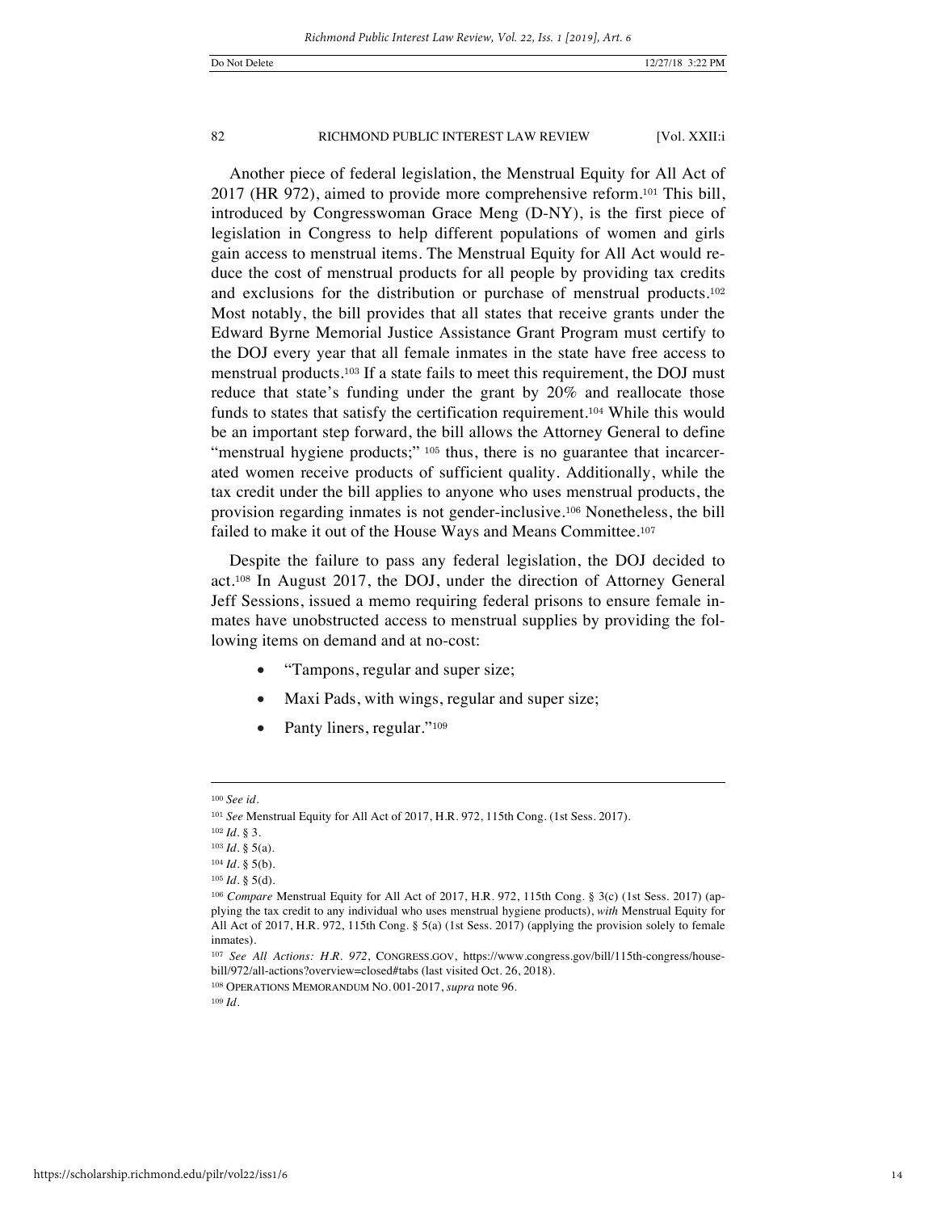Another piece of federal legislation, the Menstrual Equity for All Act of 2017 (HR 972), aimed to provide more comprehensive reform.[101] This bill, introduced by Congresswoman Grace Meng (D-NY), is the first piece of legislation in Congress to help different populations of women and girls gain access to menstrual items. The Menstrual Equity for All Act would reduce the cost of menstrual products for all people by providing tax credits and exclusions for the distribution or purchase of menstrual products.[102] Most notably, the bill provides that all states that receive grants under the Edward Byrne Memorial Justice Assistance Grant Program must certify to the DOJ every year that all female inmates in the state have free access to menstrual products.[103] If a state fails to meet this requirement, the DOJ must reduce that state's funding under the grant by 20% and reallocate those funds to states that satisfy the certification requirement.[104] While this would be an important step forward, the bill allows the Attorney General to define "menstrual hygiene products;" [105] thus, there is no guarantee that incarcerated women receive products of sufficient quality. Additionally, while the tax credit under the bill applies to anyone who uses menstrual products, the provision regarding inmates is not gender-inclusive.[106] Nonetheless, the bill failed to make it out of the House Ways and Means Committee.[107]

Despite the failure to pass any federal legislation, the DOJ decided to act.[108] In August 2017, the DOJ, under the direction of Attorney General Jeff Sessions, issued a memo requiring federal prisons to ensure female inmates have unobstructed access to menstrual supplies by providing the following items on demand and at no-cost:

- "Tampons, regular and super size;
- Maxi Pads, with wings, regular and super size;
- Panty liners, regular."[109]

---

[100] *See id.*

[101] *See* Menstrual Equity for All Act of 2017, H.R. 972, 115th Cong. (1st Sess. 2017).

[102] *Id.* § 3.

[103] *Id.* § 5(a).

[104] *Id.* § 5(b).

[105] *Id.* § 5(d).

[106] *Compare* Menstrual Equity for All Act of 2017, H.R. 972, 115th Cong. § 3(c) (1st Sess. 2017) (applying the tax credit to any individual who uses menstrual hygiene products), *with* Menstrual Equity for All Act of 2017, H.R. 972, 115th Cong. § 5(a) (1st Sess. 2017) (applying the provision solely to female inmates).

[107] *See All Actions: H.R. 972*, CONGRESS.GOV, https://www.congress.gov/bill/115th-congress/house-bill/972/all-actions?overview=closed#tabs (last visited Oct. 26, 2018).

[108] OPERATIONS MEMORANDUM NO. 001-2017, *supra* note 96.

[109] *Id.*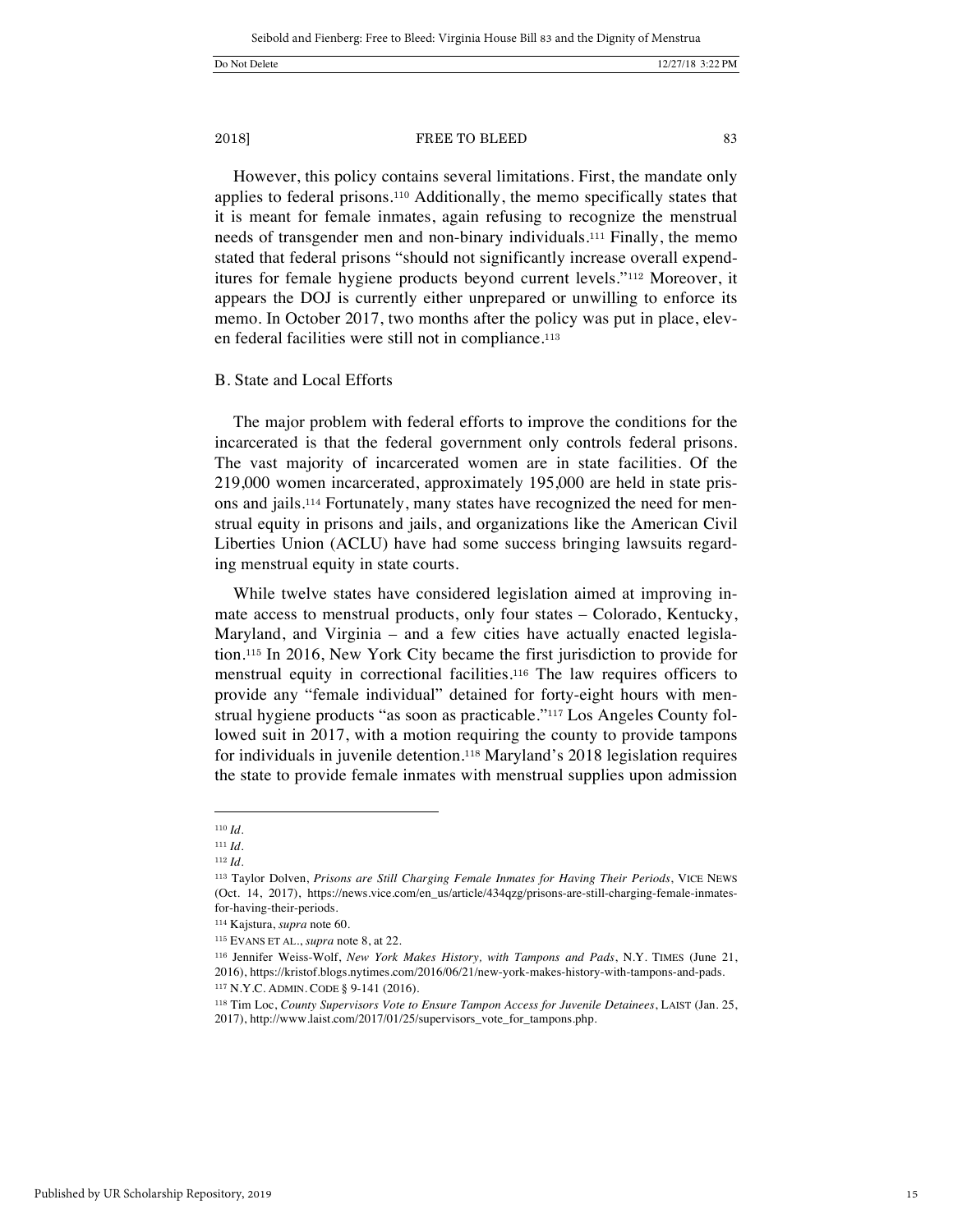However, this policy contains several limitations. First, the mandate only applies to federal prisons.[110] Additionally, the memo specifically states that it is meant for female inmates, again refusing to recognize the menstrual needs of transgender men and non-binary individuals.[111] Finally, the memo stated that federal prisons "should not significantly increase overall expenditures for female hygiene products beyond current levels."[112] Moreover, it appears the DOJ is currently either unprepared or unwilling to enforce its memo. In October 2017, two months after the policy was put in place, eleven federal facilities were still not in compliance.[113]

### B. State and Local Efforts

The major problem with federal efforts to improve the conditions for the incarcerated is that the federal government only controls federal prisons. The vast majority of incarcerated women are in state facilities. Of the 219,000 women incarcerated, approximately 195,000 are held in state prisons and jails.[114] Fortunately, many states have recognized the need for menstrual equity in prisons and jails, and organizations like the American Civil Liberties Union (ACLU) have had some success bringing lawsuits regarding menstrual equity in state courts.

While twelve states have considered legislation aimed at improving inmate access to menstrual products, only four states – Colorado, Kentucky, Maryland, and Virginia – and a few cities have actually enacted legislation.[115] In 2016, New York City became the first jurisdiction to provide for menstrual equity in correctional facilities.[116] The law requires officers to provide any "female individual" detained for forty-eight hours with menstrual hygiene products "as soon as practicable."[117] Los Angeles County followed suit in 2017, with a motion requiring the county to provide tampons for individuals in juvenile detention.[118] Maryland's 2018 legislation requires the state to provide female inmates with menstrual supplies upon admission

---

[110] *Id.*

[111] *Id.*

[112] *Id.*

[113] Taylor Dolven, *Prisons are Still Charging Female Inmates for Having Their Periods*, VICE NEWS (Oct. 14, 2017), https://news.vice.com/en_us/article/434qzg/prisons-are-still-charging-female-inmates-for-having-their-periods.

[114] Kajstura, *supra* note 60.

[115] EVANS ET AL., *supra* note 8, at 22.

[116] Jennifer Weiss-Wolf, *New York Makes History, with Tampons and Pads*, N.Y. TIMES (June 21, 2016), https://kristof.blogs.nytimes.com/2016/06/21/new-york-makes-history-with-tampons-and-pads.

[117] N.Y.C. ADMIN. CODE § 9-141 (2016).

[118] Tim Loc, *County Supervisors Vote to Ensure Tampon Access for Juvenile Detainees*, LAIST (Jan. 25, 2017), http://www.laist.com/2017/01/25/supervisors_vote_for_tampons.php.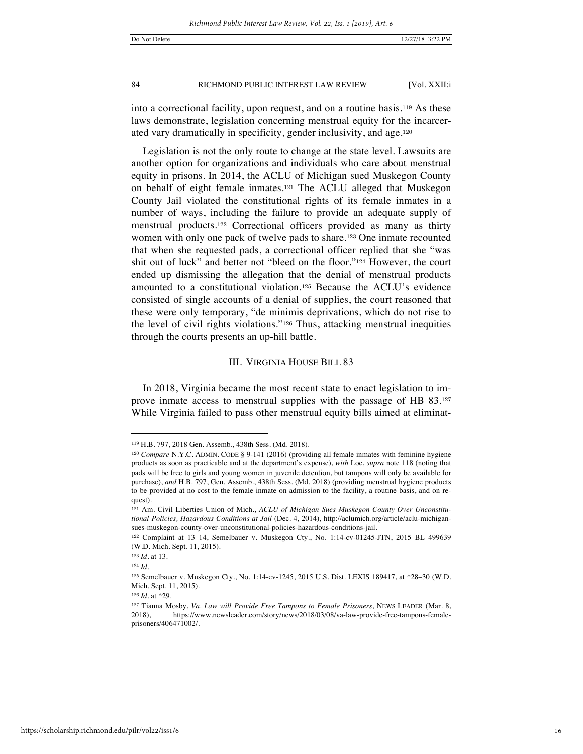into a correctional facility, upon request, and on a routine basis.[119] As these laws demonstrate, legislation concerning menstrual equity for the incarcerated vary dramatically in specificity, gender inclusivity, and age.[120]

Legislation is not the only route to change at the state level. Lawsuits are another option for organizations and individuals who care about menstrual equity in prisons. In 2014, the ACLU of Michigan sued Muskegon County on behalf of eight female inmates.[121] The ACLU alleged that Muskegon County Jail violated the constitutional rights of its female inmates in a number of ways, including the failure to provide an adequate supply of menstrual products.[122] Correctional officers provided as many as thirty women with only one pack of twelve pads to share.[123] One inmate recounted that when she requested pads, a correctional officer replied that she "was shit out of luck" and better not "bleed on the floor."[124] However, the court ended up dismissing the allegation that the denial of menstrual products amounted to a constitutional violation.[125] Because the ACLU's evidence consisted of single accounts of a denial of supplies, the court reasoned that these were only temporary, "de minimis deprivations, which do not rise to the level of civil rights violations."[126] Thus, attacking menstrual inequities through the courts presents an up-hill battle.

## III. VIRGINIA HOUSE BILL 83

In 2018, Virginia became the most recent state to enact legislation to improve inmate access to menstrual supplies with the passage of HB 83.[127] While Virginia failed to pass other menstrual equity bills aimed at eliminat-

---

[119] H.B. 797, 2018 Gen. Assemb., 438th Sess. (Md. 2018).

[120] *Compare* N.Y.C. ADMIN. CODE § 9-141 (2016) (providing all female inmates with feminine hygiene products as soon as practicable and at the department's expense), *with* Loc, *supra* note 118 (noting that pads will be free to girls and young women in juvenile detention, but tampons will only be available for purchase), *and* H.B. 797, Gen. Assemb., 438th Sess. (Md. 2018) (providing menstrual hygiene products to be provided at no cost to the female inmate on admission to the facility, a routine basis, and on request).

[121] Am. Civil Liberties Union of Mich., *ACLU of Michigan Sues Muskegon County Over Unconstitutional Policies, Hazardous Conditions at Jail* (Dec. 4, 2014), http://aclumich.org/article/aclu-michigan-sues-muskegon-county-over-unconstitutional-policies-hazardous-conditions-jail.

[122] Complaint at 13–14, Semelbauer v. Muskegon Cty., No. 1:14-cv-01245-JTN, 2015 BL 499639 (W.D. Mich. Sept. 11, 2015).

[123] *Id.* at 13.

[124] *Id.*

[125] Semelbauer v. Muskegon Cty., No. 1:14-cv-1245, 2015 U.S. Dist. LEXIS 189417, at *28–30 (W.D. Mich. Sept. 11, 2015).

[126] *Id.* at *29.

[127] Tianna Mosby, *Va. Law will Provide Free Tampons to Female Prisoners*, NEWS LEADER (Mar. 8, 2018), https://www.newsleader.com/story/news/2018/03/08/va-law-provide-free-tampons-female-prisoners/406471002/.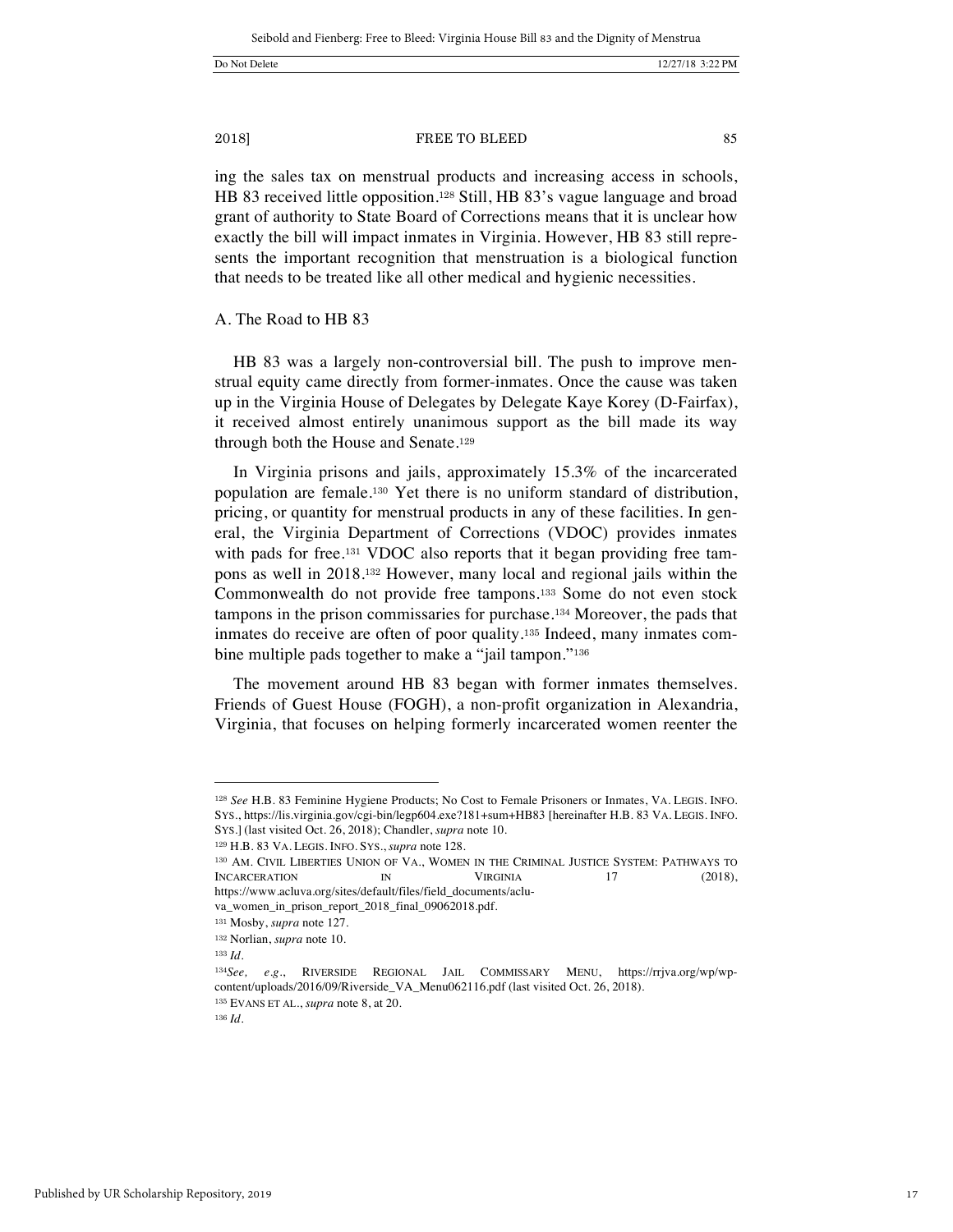ing the sales tax on menstrual products and increasing access in schools, HB 83 received little opposition.[128] Still, HB 83's vague language and broad grant of authority to State Board of Corrections means that it is unclear how exactly the bill will impact inmates in Virginia. However, HB 83 still represents the important recognition that menstruation is a biological function that needs to be treated like all other medical and hygienic necessities.

## A. The Road to HB 83

HB 83 was a largely non-controversial bill. The push to improve menstrual equity came directly from former-inmates. Once the cause was taken up in the Virginia House of Delegates by Delegate Kaye Korey (D-Fairfax), it received almost entirely unanimous support as the bill made its way through both the House and Senate.[129]

In Virginia prisons and jails, approximately 15.3% of the incarcerated population are female.[130] Yet there is no uniform standard of distribution, pricing, or quantity for menstrual products in any of these facilities. In general, the Virginia Department of Corrections (VDOC) provides inmates with pads for free.[131] VDOC also reports that it began providing free tampons as well in 2018.[132] However, many local and regional jails within the Commonwealth do not provide free tampons.[133] Some do not even stock tampons in the prison commissaries for purchase.[134] Moreover, the pads that inmates do receive are often of poor quality.[135] Indeed, many inmates combine multiple pads together to make a "jail tampon."[136]

The movement around HB 83 began with former inmates themselves. Friends of Guest House (FOGH), a non-profit organization in Alexandria, Virginia, that focuses on helping formerly incarcerated women reenter the

---

[128] *See* H.B. 83 Feminine Hygiene Products; No Cost to Female Prisoners or Inmates, VA. LEGIS. INFO. SYS., https://lis.virginia.gov/cgi-bin/legp604.exe?181+sum+HB83 [hereinafter H.B. 83 VA. LEGIS. INFO. SYS.] (last visited Oct. 26, 2018); Chandler, *supra* note 10.

[129] H.B. 83 VA. LEGIS. INFO. SYS., *supra* note 128.

[130] AM. CIVIL LIBERTIES UNION OF VA., WOMEN IN THE CRIMINAL JUSTICE SYSTEM: PATHWAYS TO INCARCERATION IN VIRGINIA 17 (2018), https://www.acluva.org/sites/default/files/field_documents/aclu-va_women_in_prison_report_2018_final_09062018.pdf.

[131] Mosby, *supra* note 127.

[132] Norlian, *supra* note 10.

[133] *Id.*

[134] *See, e.g.*, RIVERSIDE REGIONAL JAIL COMMISSARY MENU, https://rrjva.org/wp/wp-content/uploads/2016/09/Riverside_VA_Menu062116.pdf (last visited Oct. 26, 2018).

[135] EVANS ET AL., *supra* note 8, at 20.

[136] *Id.*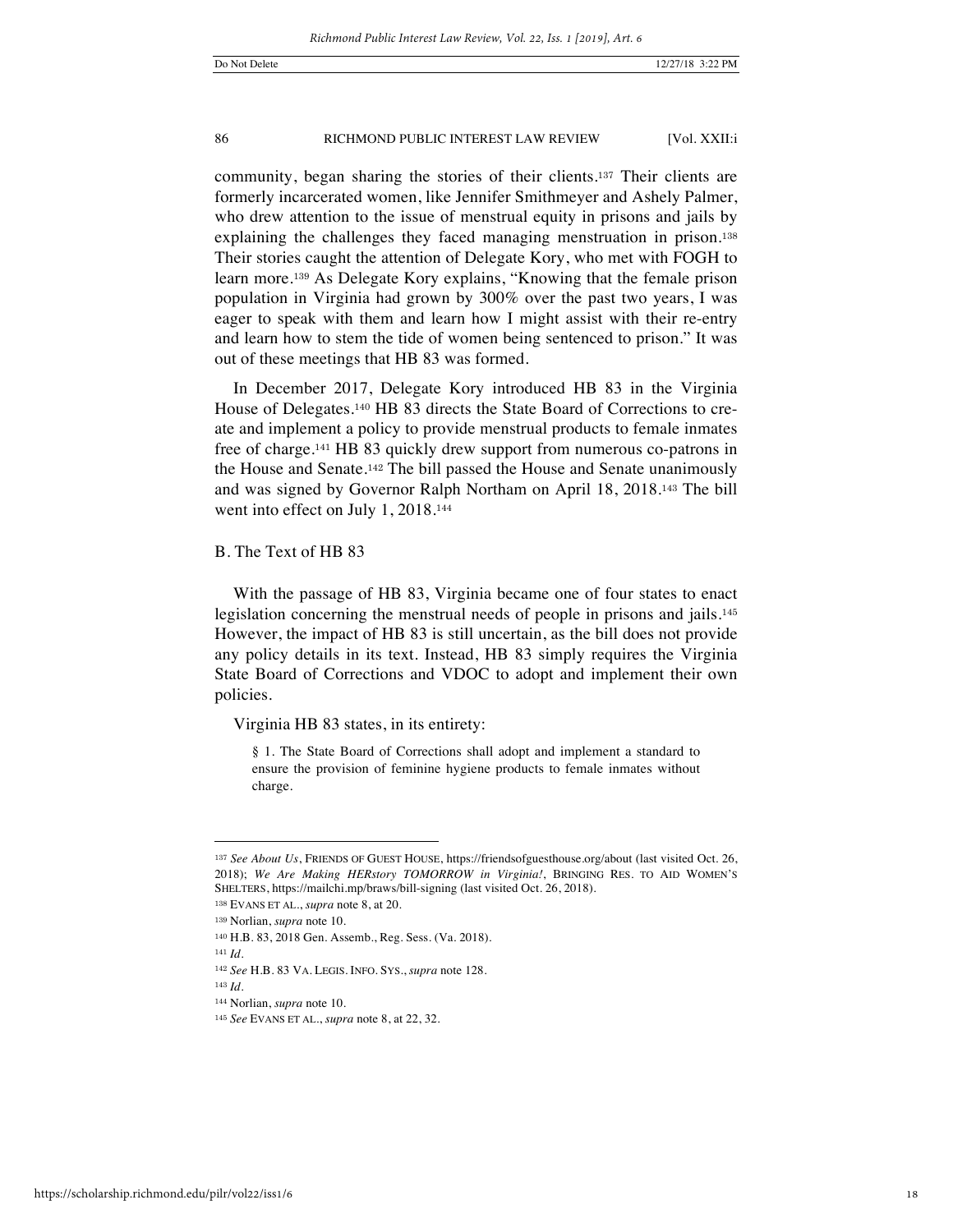community, began sharing the stories of their clients.[137] Their clients are formerly incarcerated women, like Jennifer Smithmeyer and Ashely Palmer, who drew attention to the issue of menstrual equity in prisons and jails by explaining the challenges they faced managing menstruation in prison.[138] Their stories caught the attention of Delegate Kory, who met with FOGH to learn more.[139] As Delegate Kory explains, "Knowing that the female prison population in Virginia had grown by 300% over the past two years, I was eager to speak with them and learn how I might assist with their re-entry and learn how to stem the tide of women being sentenced to prison." It was out of these meetings that HB 83 was formed.

In December 2017, Delegate Kory introduced HB 83 in the Virginia House of Delegates.[140] HB 83 directs the State Board of Corrections to create and implement a policy to provide menstrual products to female inmates free of charge.[141] HB 83 quickly drew support from numerous co-patrons in the House and Senate.[142] The bill passed the House and Senate unanimously and was signed by Governor Ralph Northam on April 18, 2018.[143] The bill went into effect on July 1, 2018.[144]

### B. The Text of HB 83

With the passage of HB 83, Virginia became one of four states to enact legislation concerning the menstrual needs of people in prisons and jails.[145] However, the impact of HB 83 is still uncertain, as the bill does not provide any policy details in its text. Instead, HB 83 simply requires the Virginia State Board of Corrections and VDOC to adopt and implement their own policies.

Virginia HB 83 states, in its entirety:

> § 1. The State Board of Corrections shall adopt and implement a standard to ensure the provision of feminine hygiene products to female inmates without charge.

---

[137] *See About Us*, FRIENDS OF GUEST HOUSE, https://friendsofguesthouse.org/about (last visited Oct. 26, 2018); *We Are Making HERstory TOMORROW in Virginia!*, BRINGING RES. TO AID WOMEN'S SHELTERS, https://mailchi.mp/braws/bill-signing (last visited Oct. 26, 2018).

[138] EVANS ET AL., *supra* note 8, at 20.

[139] Norlian, *supra* note 10.

[140] H.B. 83, 2018 Gen. Assemb., Reg. Sess. (Va. 2018).

[141] *Id.*

[142] *See* H.B. 83 VA. LEGIS. INFO. SYS., *supra* note 128.

[143] *Id.*

[144] Norlian, *supra* note 10.

[145] *See* EVANS ET AL., *supra* note 8, at 22, 32.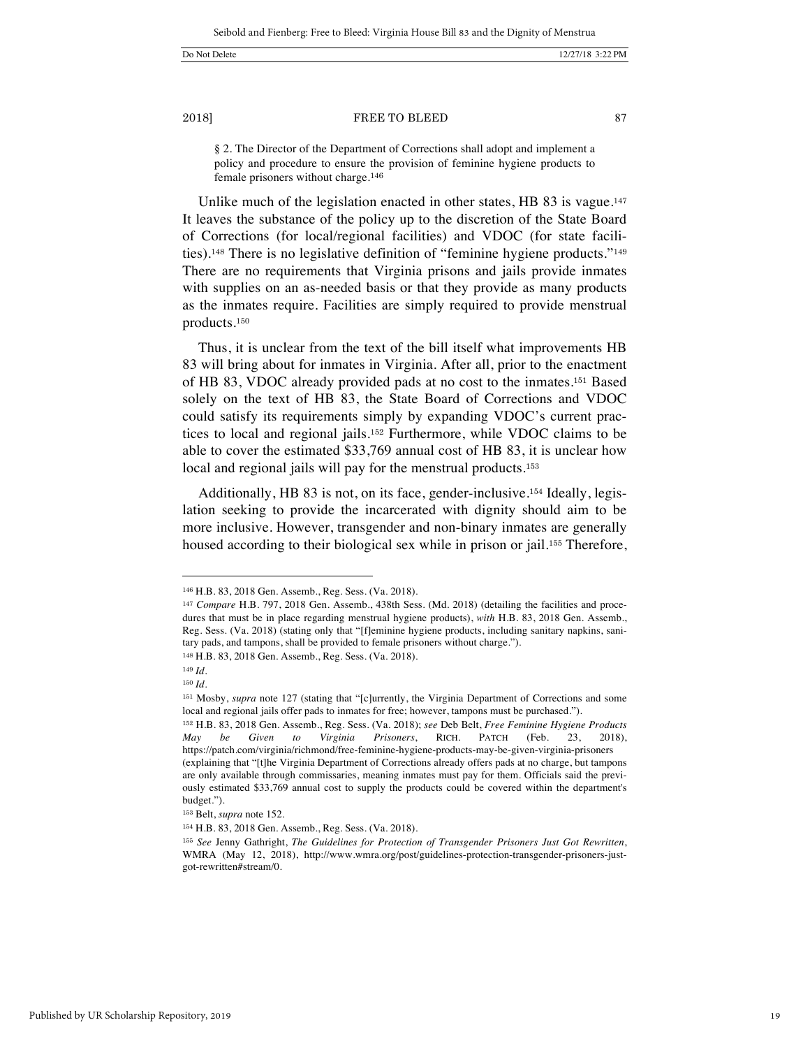§ 2. The Director of the Department of Corrections shall adopt and implement a policy and procedure to ensure the provision of feminine hygiene products to female prisoners without charge.[146]

Unlike much of the legislation enacted in other states, HB 83 is vague.[147] It leaves the substance of the policy up to the discretion of the State Board of Corrections (for local/regional facilities) and VDOC (for state facilities).[148] There is no legislative definition of "feminine hygiene products."[149] There are no requirements that Virginia prisons and jails provide inmates with supplies on an as-needed basis or that they provide as many products as the inmates require. Facilities are simply required to provide menstrual products.[150]

Thus, it is unclear from the text of the bill itself what improvements HB 83 will bring about for inmates in Virginia. After all, prior to the enactment of HB 83, VDOC already provided pads at no cost to the inmates.[151] Based solely on the text of HB 83, the State Board of Corrections and VDOC could satisfy its requirements simply by expanding VDOC's current practices to local and regional jails.[152] Furthermore, while VDOC claims to be able to cover the estimated $33,769 annual cost of HB 83, it is unclear how local and regional jails will pay for the menstrual products.[153]

Additionally, HB 83 is not, on its face, gender-inclusive.[154] Ideally, legislation seeking to provide the incarcerated with dignity should aim to be more inclusive. However, transgender and non-binary inmates are generally housed according to their biological sex while in prison or jail.[155] Therefore,

---

[146] H.B. 83, 2018 Gen. Assemb., Reg. Sess. (Va. 2018).

[147] *Compare* H.B. 797, 2018 Gen. Assemb., 438th Sess. (Md. 2018) (detailing the facilities and procedures that must be in place regarding menstrual hygiene products), *with* H.B. 83, 2018 Gen. Assemb., Reg. Sess. (Va. 2018) (stating only that "[f]eminine hygiene products, including sanitary napkins, sanitary pads, and tampons, shall be provided to female prisoners without charge.").

[148] H.B. 83, 2018 Gen. Assemb., Reg. Sess. (Va. 2018).

[149] *Id.*

[150] *Id.*

[151] Mosby, *supra* note 127 (stating that "[c]urrently, the Virginia Department of Corrections and some local and regional jails offer pads to inmates for free; however, tampons must be purchased.").

[152] H.B. 83, 2018 Gen. Assemb., Reg. Sess. (Va. 2018); *see* Deb Belt, *Free Feminine Hygiene Products May be Given to Virginia Prisoners*, RICH. PATCH (Feb. 23, 2018), https://patch.com/virginia/richmond/free-feminine-hygiene-products-may-be-given-virginia-prisoners (explaining that "[t]he Virginia Department of Corrections already offers pads at no charge, but tampons are only available through commissaries, meaning inmates must pay for them. Officials said the previously estimated $33,769 annual cost to supply the products could be covered within the department's budget.").

[153] Belt, *supra* note 152.

[154] H.B. 83, 2018 Gen. Assemb., Reg. Sess. (Va. 2018).

[155] *See* Jenny Gathright, *The Guidelines for Protection of Transgender Prisoners Just Got Rewritten*, WMRA (May 12, 2018), http://www.wmra.org/post/guidelines-protection-transgender-prisoners-just-got-rewritten#stream/0.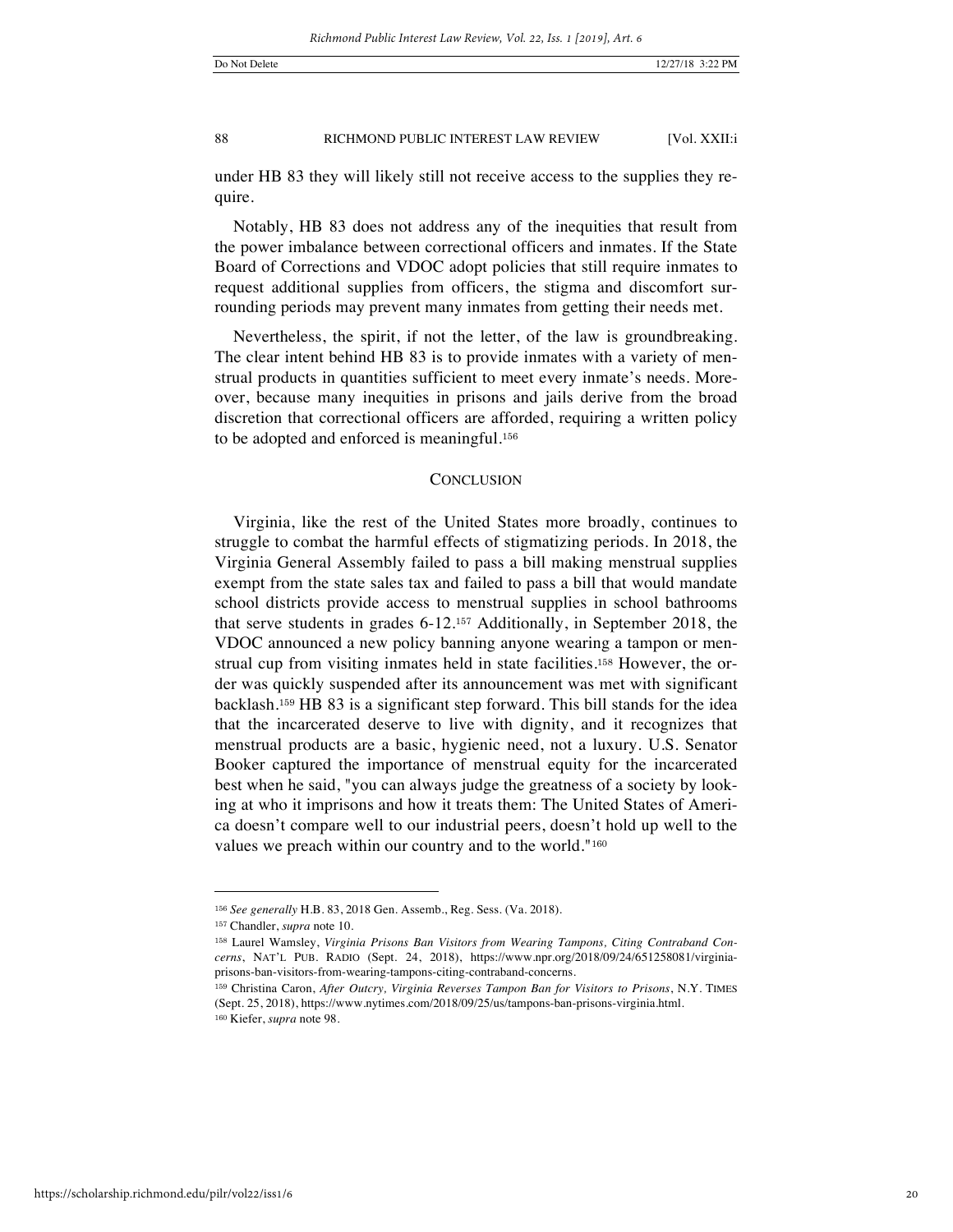under HB 83 they will likely still not receive access to the supplies they require.

Notably, HB 83 does not address any of the inequities that result from the power imbalance between correctional officers and inmates. If the State Board of Corrections and VDOC adopt policies that still require inmates to request additional supplies from officers, the stigma and discomfort surrounding periods may prevent many inmates from getting their needs met.

Nevertheless, the spirit, if not the letter, of the law is groundbreaking. The clear intent behind HB 83 is to provide inmates with a variety of menstrual products in quantities sufficient to meet every inmate's needs. Moreover, because many inequities in prisons and jails derive from the broad discretion that correctional officers are afforded, requiring a written policy to be adopted and enforced is meaningful.[156]

## CONCLUSION

Virginia, like the rest of the United States more broadly, continues to struggle to combat the harmful effects of stigmatizing periods. In 2018, the Virginia General Assembly failed to pass a bill making menstrual supplies exempt from the state sales tax and failed to pass a bill that would mandate school districts provide access to menstrual supplies in school bathrooms that serve students in grades 6-12.[157] Additionally, in September 2018, the VDOC announced a new policy banning anyone wearing a tampon or menstrual cup from visiting inmates held in state facilities.[158] However, the order was quickly suspended after its announcement was met with significant backlash.[159] HB 83 is a significant step forward. This bill stands for the idea that the incarcerated deserve to live with dignity, and it recognizes that menstrual products are a basic, hygienic need, not a luxury. U.S. Senator Booker captured the importance of menstrual equity for the incarcerated best when he said, "you can always judge the greatness of a society by looking at who it imprisons and how it treats them: The United States of America doesn't compare well to our industrial peers, doesn't hold up well to the values we preach within our country and to the world."[160]

---

[156] *See generally* H.B. 83, 2018 Gen. Assemb., Reg. Sess. (Va. 2018).

[157] Chandler, *supra* note 10.

[158] Laurel Wamsley, *Virginia Prisons Ban Visitors from Wearing Tampons, Citing Contraband Concerns*, NAT'L PUB. RADIO (Sept. 24, 2018), https://www.npr.org/2018/09/24/651258081/virginia-prisons-ban-visitors-from-wearing-tampons-citing-contraband-concerns.

[159] Christina Caron, *After Outcry, Virginia Reverses Tampon Ban for Visitors to Prisons*, N.Y. TIMES (Sept. 25, 2018), https://www.nytimes.com/2018/09/25/us/tampons-ban-prisons-virginia.html.

[160] Kiefer, *supra* note 98.